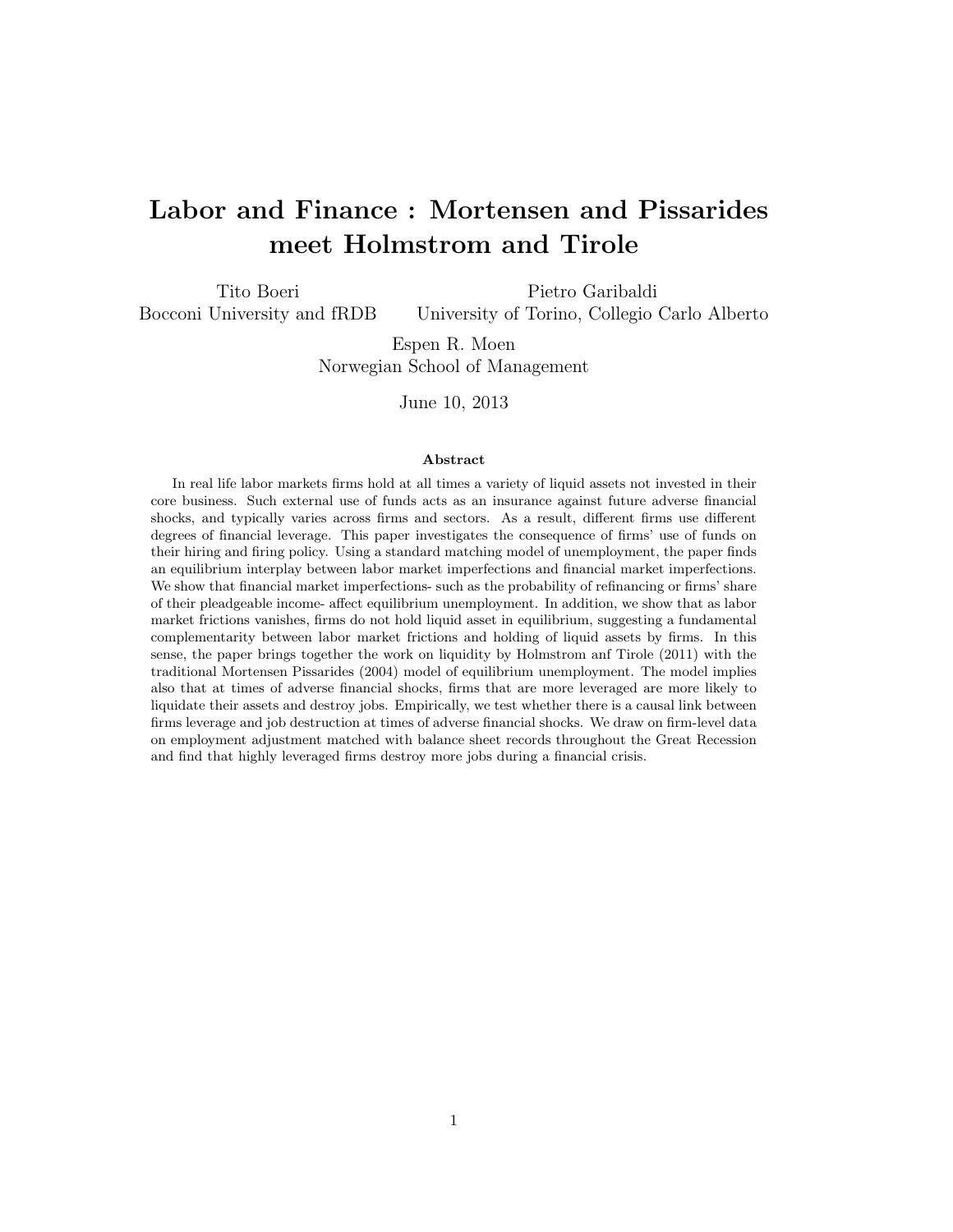# Labor and Finance : Mortensen and Pissarides meet Holmstrom and Tirole

Tito Boeri
Bocconi University and fRDB

Pietro Garibaldi
University of Torino, Collegio Carlo Alberto

Espen R. Moen
Norwegian School of Management

June 10, 2013

**Abstract**

In real life labor markets firms hold at all times a variety of liquid assets not invested in their core business. Such external use of funds acts as an insurance against future adverse financial shocks, and typically varies across firms and sectors. As a result, different firms use different degrees of financial leverage. This paper investigates the consequence of firms' use of funds on their hiring and firing policy. Using a standard matching model of unemployment, the paper finds an equilibrium interplay between labor market imperfections and financial market imperfections. We show that financial market imperfections- such as the probability of refinancing or firms' share of their pleadgeable income- affect equilibrium unemployment. In addition, we show that as labor market frictions vanishes, firms do not hold liquid asset in equilibrium, suggesting a fundamental complementarity between labor market frictions and holding of liquid assets by firms. In this sense, the paper brings together the work on liquidity by Holmstrom anf Tirole (2011) with the traditional Mortensen Pissarides (2004) model of equilibrium unemployment. The model implies also that at times of adverse financial shocks, firms that are more leveraged are more likely to liquidate their assets and destroy jobs. Empirically, we test whether there is a causal link between firms leverage and job destruction at times of adverse financial shocks. We draw on firm-level data on employment adjustment matched with balance sheet records throughout the Great Recession and find that highly leveraged firms destroy more jobs during a financial crisis.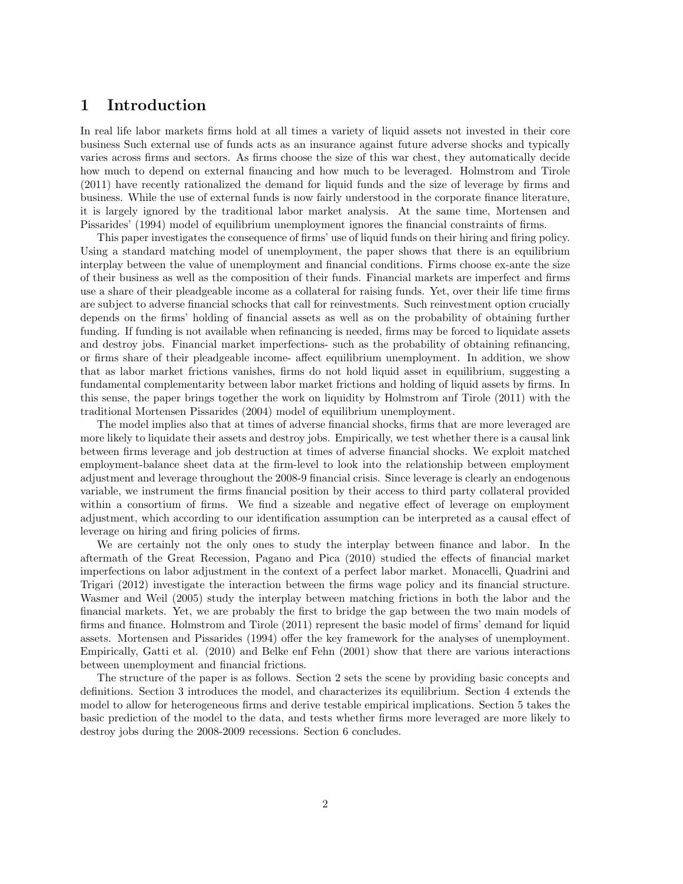# 1 Introduction

In real life labor markets firms hold at all times a variety of liquid assets not invested in their core business Such external use of funds acts as an insurance against future adverse shocks and typically varies across firms and sectors. As firms choose the size of this war chest, they automatically decide how much to depend on external financing and how much to be leveraged. Holmstrom and Tirole (2011) have recently rationalized the demand for liquid funds and the size of leverage by firms and business. While the use of external funds is now fairly understood in the corporate finance literature, it is largely ignored by the traditional labor market analysis. At the same time, Mortensen and Pissarides' (1994) model of equilibrium unemployment ignores the financial constraints of firms.

This paper investigates the consequence of firms' use of liquid funds on their hiring and firing policy. Using a standard matching model of unemployment, the paper shows that there is an equilibrium interplay between the value of unemployment and financial conditions. Firms choose ex-ante the size of their business as well as the composition of their funds. Financial markets are imperfect and firms use a share of their pleadgeable income as a collateral for raising funds. Yet, over their life time firms are subject to adverse financial schocks that call for reinvestments. Such reinvestment option crucially depends on the firms' holding of financial assets as well as on the probability of obtaining further funding. If funding is not available when refinancing is needed, firms may be forced to liquidate assets and destroy jobs. Financial market imperfections- such as the probability of obtaining refinancing, or firms share of their pleadgeable income- affect equilibrium unemployment. In addition, we show that as labor market frictions vanishes, firms do not hold liquid asset in equilibrium, suggesting a fundamental complementarity between labor market frictions and holding of liquid assets by firms. In this sense, the paper brings together the work on liquidity by Holmstrom anf Tirole (2011) with the traditional Mortensen Pissarides (2004) model of equilibrium unemployment.

The model implies also that at times of adverse financial shocks, firms that are more leveraged are more likely to liquidate their assets and destroy jobs. Empirically, we test whether there is a causal link between firms leverage and job destruction at times of adverse financial shocks. We exploit matched employment-balance sheet data at the firm-level to look into the relationship between employment adjustment and leverage throughout the 2008-9 financial crisis. Since leverage is clearly an endogenous variable, we instrument the firms financial position by their access to third party collateral provided within a consortium of firms. We find a sizeable and negative effect of leverage on employment adjustment, which according to our identification assumption can be interpreted as a causal effect of leverage on hiring and firing policies of firms.

We are certainly not the only ones to study the interplay between finance and labor. In the aftermath of the Great Recession, Pagano and Pica (2010) studied the effects of financial market imperfections on labor adjustment in the context of a perfect labor market. Monacelli, Quadrini and Trigari (2012) investigate the interaction between the firms wage policy and its financial structure. Wasmer and Weil (2005) study the interplay between matching frictions in both the labor and the financial markets. Yet, we are probably the first to bridge the gap between the two main models of firms and finance. Holmstrom and Tirole (2011) represent the basic model of firms' demand for liquid assets. Mortensen and Pissarides (1994) offer the key framework for the analyses of unemployment. Empirically, Gatti et al. (2010) and Belke enf Fehn (2001) show that there are various interactions between unemployment and financial frictions.

The structure of the paper is as follows. Section 2 sets the scene by providing basic concepts and definitions. Section 3 introduces the model, and characterizes its equilibrium. Section 4 extends the model to allow for heterogeneous firms and derive testable empirical implications. Section 5 takes the basic prediction of the model to the data, and tests whether firms more leveraged are more likely to destroy jobs during the 2008-2009 recessions. Section 6 concludes.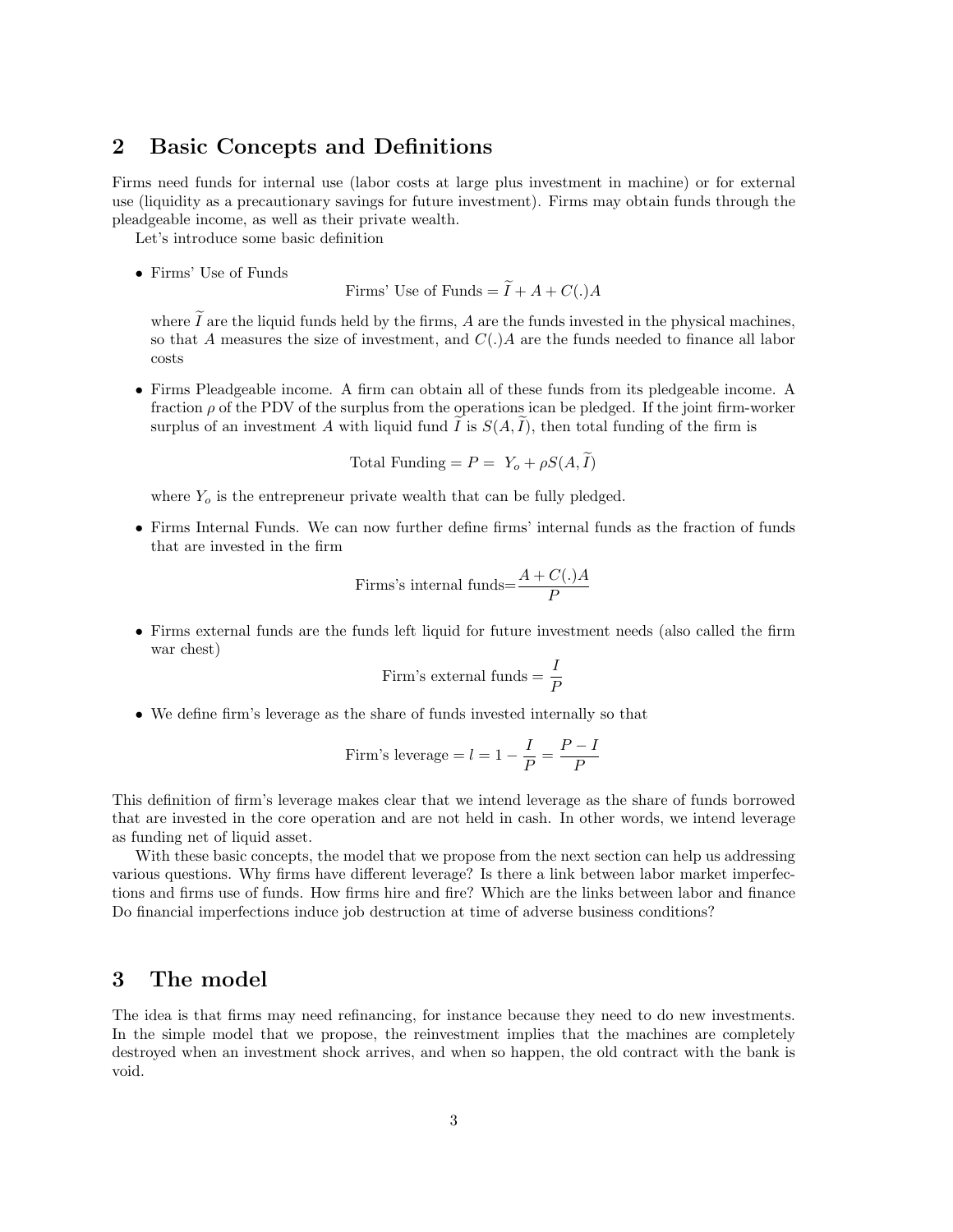## 2 Basic Concepts and Definitions

Firms need funds for internal use (labor costs at large plus investment in machine) or for external use (liquidity as a precautionary savings for future investment). Firms may obtain funds through the pleadgeable income, as well as their private wealth.

Let's introduce some basic definition

- Firms' Use of Funds

$$\text{Firms' Use of Funds} = \widetilde{I} + A + C(.)A$$

  where $\widetilde{I}$ are the liquid funds held by the firms, $A$ are the funds invested in the physical machines, so that $A$ measures the size of investment, and $C(.)A$ are the funds needed to finance all labor costs

- Firms Pleadgeable income. A firm can obtain all of these funds from its pledgeable income. A fraction $\rho$ of the PDV of the surplus from the operations ican be pledged. If the joint firm-worker surplus of an investment $A$ with liquid fund $\widetilde{I}$ is $S(A, \widetilde{I})$, then total funding of the firm is

$$\text{Total Funding} = P = \ Y_o + \rho S(A, \widetilde{I})$$

  where $Y_o$ is the entrepreneur private wealth that can be fully pledged.

- Firms Internal Funds. We can now further define firms' internal funds as the fraction of funds that are invested in the firm

$$\text{Firms's internal funds} = \frac{A + C(.)A}{P}$$

- Firms external funds are the funds left liquid for future investment needs (also called the firm war chest)

$$\text{Firm's external funds} = \frac{I}{P}$$

- We define firm's leverage as the share of funds invested internally so that

$$\text{Firm's leverage} = l = 1 - \frac{I}{P} = \frac{P - I}{P}$$

This definition of firm's leverage makes clear that we intend leverage as the share of funds borrowed that are invested in the core operation and are not held in cash. In other words, we intend leverage as funding net of liquid asset.

With these basic concepts, the model that we propose from the next section can help us addressing various questions. Why firms have different leverage? Is there a link between labor market imperfections and firms use of funds. How firms hire and fire? Which are the links between labor and finance Do financial imperfections induce job destruction at time of adverse business conditions?

## 3 The model

The idea is that firms may need refinancing, for instance because they need to do new investments. In the simple model that we propose, the reinvestment implies that the machines are completely destroyed when an investment shock arrives, and when so happen, the old contract with the bank is void.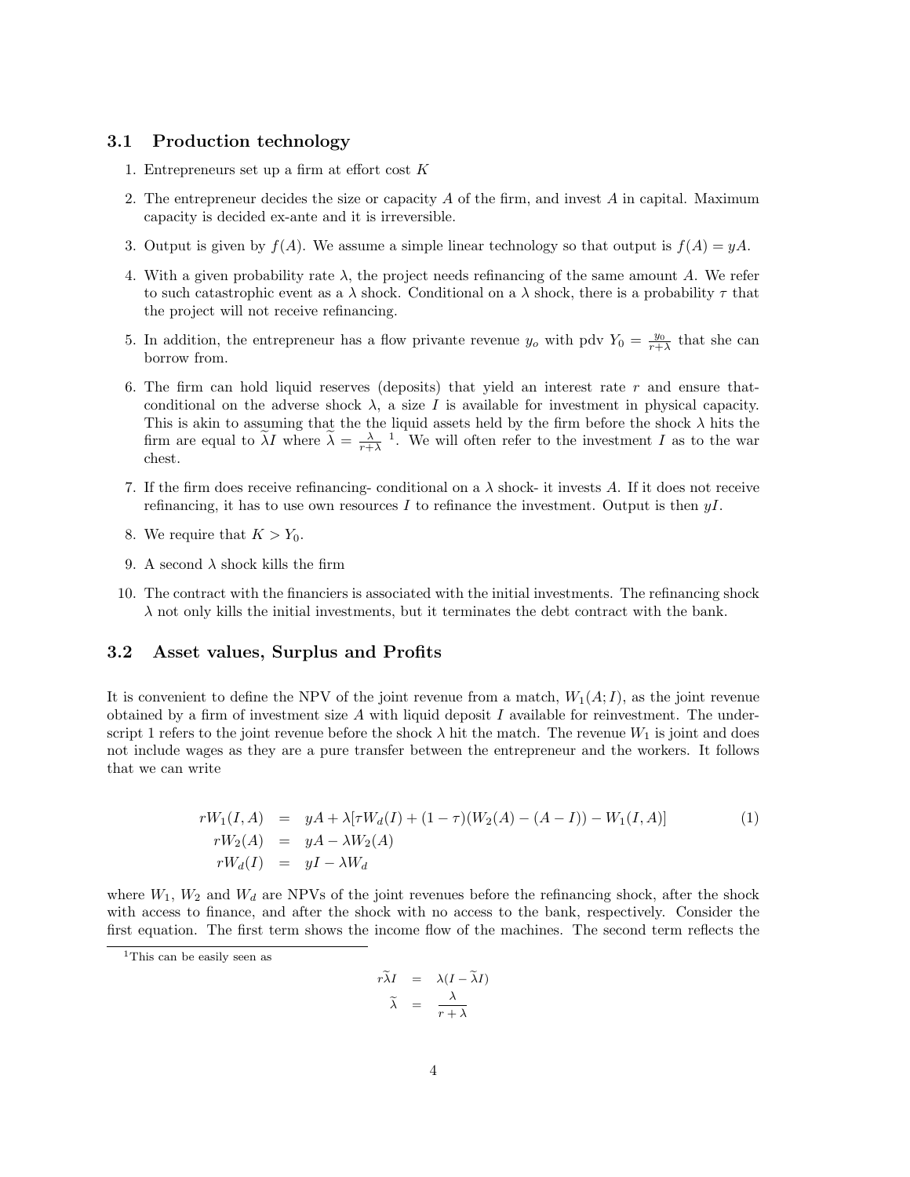### 3.1 Production technology

1. Entrepreneurs set up a firm at effort cost $K$
2. The entrepreneur decides the size or capacity $A$ of the firm, and invest $A$ in capital. Maximum capacity is decided ex-ante and it is irreversible.
3. Output is given by $f(A)$. We assume a simple linear technology so that output is $f(A) = yA$.
4. With a given probability rate $\lambda$, the project needs refinancing of the same amount $A$. We refer to such catastrophic event as a $\lambda$ shock. Conditional on a $\lambda$ shock, there is a probability $\tau$ that the project will not receive refinancing.
5. In addition, the entrepreneur has a flow privante revenue $y_o$ with pdv $Y_0 = \frac{y_0}{r+\lambda}$ that she can borrow from.
6. The firm can hold liquid reserves (deposits) that yield an interest rate $r$ and ensure that- conditional on the adverse shock $\lambda$, a size $I$ is available for investment in physical capacity. This is akin to assuming that the the liquid assets held by the firm before the shock $\lambda$ hits the firm are equal to $\widetilde{\lambda} I$ where $\widetilde{\lambda} = \frac{\lambda}{r+\lambda}$ [1]. We will often refer to the investment $I$ as to the war chest.
7. If the firm does receive refinancing- conditional on a $\lambda$ shock- it invests $A$. If it does not receive refinancing, it has to use own resources $I$ to refinance the investment. Output is then $yI$.
8. We require that $K > Y_0$.
9. A second $\lambda$ shock kills the firm
10. The contract with the financiers is associated with the initial investments. The refinancing shock $\lambda$ not only kills the initial investments, but it terminates the debt contract with the bank.

### 3.2 Asset values, Surplus and Profits

It is convenient to define the NPV of the joint revenue from a match, $W_1(A; I)$, as the joint revenue obtained by a firm of investment size $A$ with liquid deposit $I$ available for reinvestment. The underscript 1 refers to the joint revenue before the shock $\lambda$ hit the match. The revenue $W_1$ is joint and does not include wages as they are a pure transfer between the entrepreneur and the workers. It follows that we can write

$$
\begin{aligned}
rW_1(I, A) &= yA + \lambda[\tau W_d(I) + (1-\tau)(W_2(A) - (A - I)) - W_1(I, A)] \\
rW_2(A) &= yA - \lambda W_2(A) \\
rW_d(I) &= yI - \lambda W_d
\end{aligned}
\tag{1}
$$

where $W_1$, $W_2$ and $W_d$ are NPVs of the joint revenues before the refinancing shock, after the shock with access to finance, and after the shock with no access to the bank, respectively. Consider the first equation. The first term shows the income flow of the machines. The second term reflects the

[1] This can be easily seen as

$$
\begin{aligned}
r\widetilde{\lambda} I &= \lambda(I - \widetilde{\lambda} I) \\
\widetilde{\lambda} &= \frac{\lambda}{r+\lambda}
\end{aligned}
$$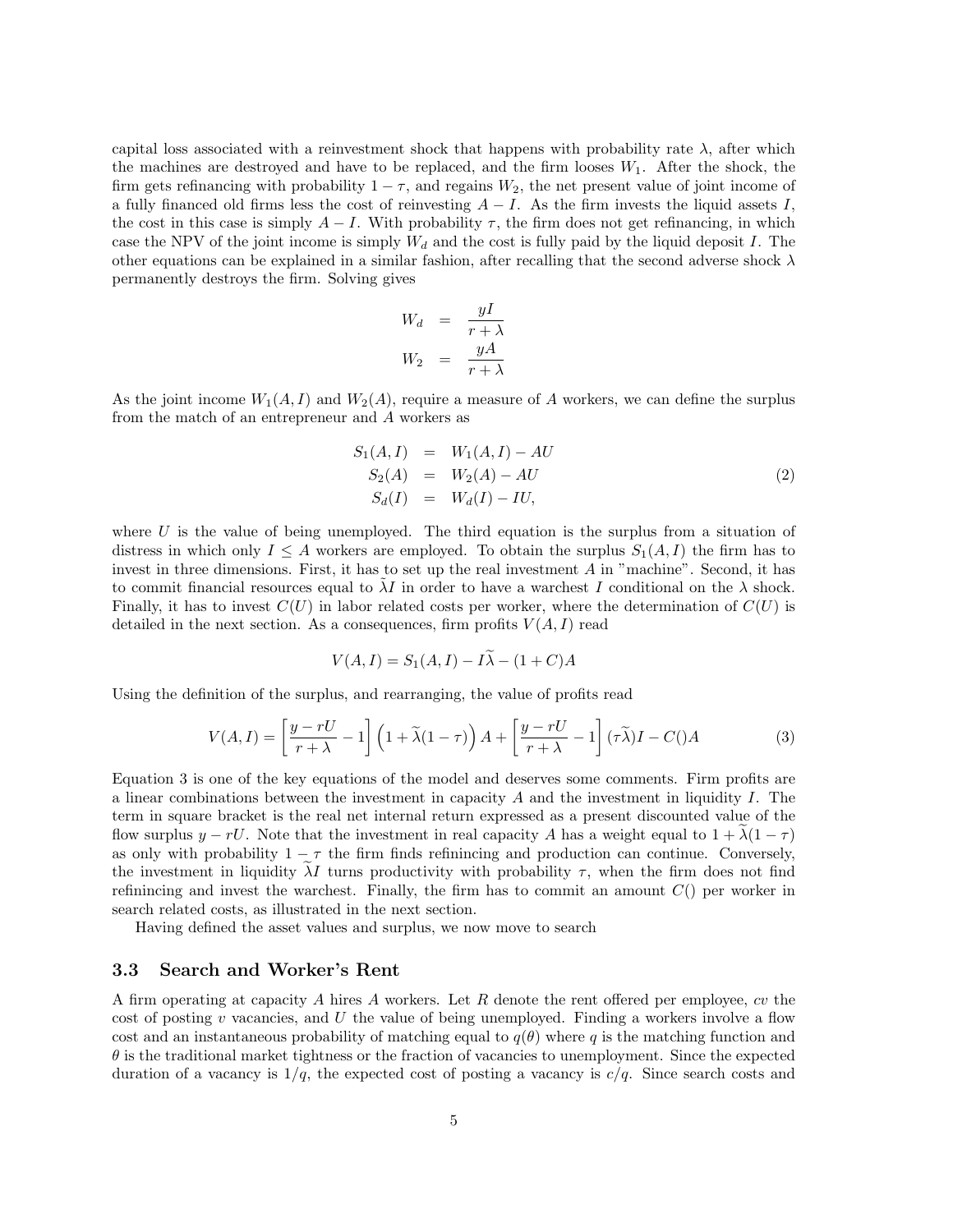capital loss associated with a reinvestment shock that happens with probability rate $\lambda$, after which the machines are destroyed and have to be replaced, and the firm looses $W_1$. After the shock, the firm gets refinancing with probability $1-\tau$, and regains $W_2$, the net present value of joint income of a fully financed old firms less the cost of reinvesting $A-I$. As the firm invests the liquid assets $I$, the cost in this case is simply $A-I$. With probability $\tau$, the firm does not get refinancing, in which case the NPV of the joint income is simply $W_d$ and the cost is fully paid by the liquid deposit $I$. The other equations can be explained in a similar fashion, after recalling that the second adverse shock $\lambda$ permanently destroys the firm. Solving gives

$$
\begin{aligned}
W_d &= \frac{yI}{r+\lambda} \\
W_2 &= \frac{yA}{r+\lambda}
\end{aligned}
$$

As the joint income $W_1(A,I)$ and $W_2(A)$, require a measure of $A$ workers, we can define the surplus from the match of an entrepreneur and $A$ workers as

$$
\begin{aligned}
S_1(A,I) &= W_1(A,I) - AU \\
S_2(A) &= W_2(A) - AU \\
S_d(I) &= W_d(I) - IU,
\end{aligned}
\tag{2}
$$

where $U$ is the value of being unemployed. The third equation is the surplus from a situation of distress in which only $I \leq A$ workers are employed. To obtain the surplus $S_1(A,I)$ the firm has to invest in three dimensions. First, it has to set up the real investment $A$ in "machine". Second, it has to commit financial resources equal to $\widetilde{\lambda} I$ in order to have a warchest $I$ conditional on the $\lambda$ shock. Finally, it has to invest $C(U)$ in labor related costs per worker, where the determination of $C(U)$ is detailed in the next section. As a consequences, firm profits $V(A,I)$ read

$$
V(A,I) = S_1(A,I) - I\widetilde{\lambda} - (1+C)A
$$

Using the definition of the surplus, and rearranging, the value of profits read

$$
V(A,I) = \left[\frac{y-rU}{r+\lambda} - 1\right]\left(1+\widetilde{\lambda}(1-\tau)\right)A + \left[\frac{y-rU}{r+\lambda} - 1\right](\tau\widetilde{\lambda})I - C()A \tag{3}
$$

Equation 3 is one of the key equations of the model and deserves some comments. Firm profits are a linear combinations between the investment in capacity $A$ and the investment in liquidity $I$. The term in square bracket is the real net internal return expressed as a present discounted value of the flow surplus $y-rU$. Note that the investment in real capacity $A$ has a weight equal to $1+\widetilde{\lambda}(1-\tau)$ as only with probability $1-\tau$ the firm finds refinincing and production can continue. Conversely, the investment in liquidity $\widetilde{\lambda} I$ turns productivity with probability $\tau$, when the firm does not find refinincing and invest the warchest. Finally, the firm has to commit an amount $C()$ per worker in search related costs, as illustrated in the next section.

Having defined the asset values and surplus, we now move to search

### 3.3 Search and Worker's Rent

A firm operating at capacity $A$ hires $A$ workers. Let $R$ denote the rent offered per employee, $cv$ the cost of posting $v$ vacancies, and $U$ the value of being unemployed. Finding a workers involve a flow cost and an instantaneous probability of matching equal to $q(\theta)$ where $q$ is the matching function and $\theta$ is the traditional market tightness or the fraction of vacancies to unemployment. Since the expected duration of a vacancy is $1/q$, the expected cost of posting a vacancy is $c/q$. Since search costs and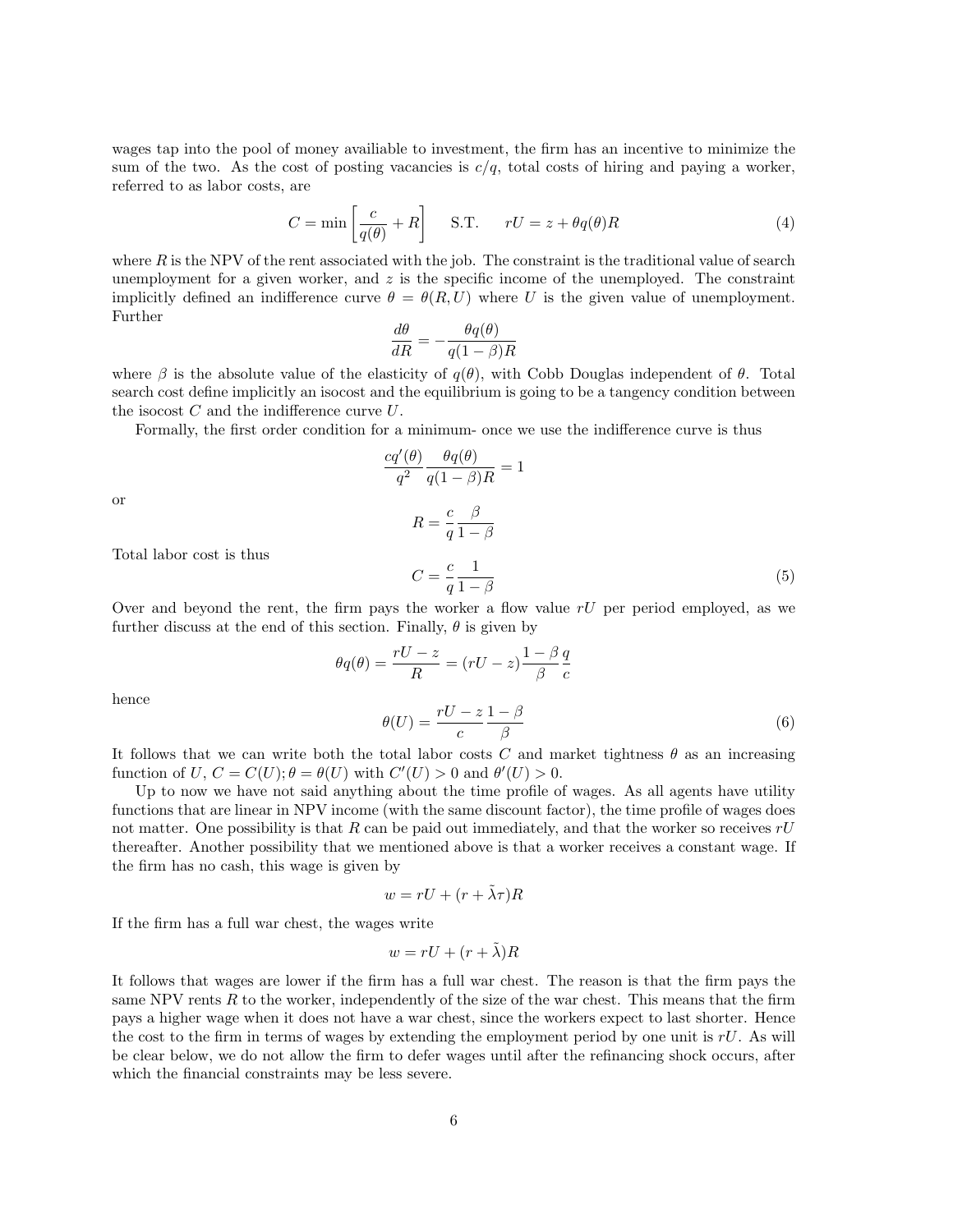wages tap into the pool of money availiable to investment, the firm has an incentive to minimize the sum of the two. As the cost of posting vacancies is $c/q$, total costs of hiring and paying a worker, referred to as labor costs, are

$$C = \min \left[ \frac{c}{q(\theta)} + R \right] \qquad \text{S.T.} \qquad rU = z + \theta q(\theta) R \tag{4}$$

where $R$ is the NPV of the rent associated with the job. The constraint is the traditional value of search unemployment for a given worker, and $z$ is the specific income of the unemployed. The constraint implicitly defined an indifference curve $\theta = \theta(R, U)$ where $U$ is the given value of unemployment. Further

$$\frac{d\theta}{dR} = -\frac{\theta q(\theta)}{q(1-\beta)R}$$

where $\beta$ is the absolute value of the elasticity of $q(\theta)$, with Cobb Douglas independent of $\theta$. Total search cost define implicitly an isocost and the equilibrium is going to be a tangency condition between the isocost $C$ and the indifference curve $U$.

Formally, the first order condition for a minimum- once we use the indifference curve is thus

$$\frac{cq'(\theta)}{q^2} \frac{\theta q(\theta)}{q(1-\beta)R} = 1$$

or

$$R = \frac{c}{q} \frac{\beta}{1-\beta}$$

Total labor cost is thus

$$C = \frac{c}{q} \frac{1}{1-\beta} \tag{5}$$

Over and beyond the rent, the firm pays the worker a flow value $rU$ per period employed, as we further discuss at the end of this section. Finally, $\theta$ is given by

$$\theta q(\theta) = \frac{rU - z}{R} = (rU - z) \frac{1-\beta}{\beta} \frac{q}{c}$$

hence

$$\theta(U) = \frac{rU - z}{c} \frac{1-\beta}{\beta} \tag{6}$$

It follows that we can write both the total labor costs $C$ and market tightness $\theta$ as an increasing function of $U$, $C = C(U); \theta = \theta(U)$ with $C'(U) > 0$ and $\theta'(U) > 0$.

Up to now we have not said anything about the time profile of wages. As all agents have utility functions that are linear in NPV income (with the same discount factor), the time profile of wages does not matter. One possibility is that $R$ can be paid out immediately, and that the worker so receives $rU$ thereafter. Another possibility that we mentioned above is that a worker receives a constant wage. If the firm has no cash, this wage is given by

$$w = rU + (r + \tilde{\lambda}\tau)R$$

If the firm has a full war chest, the wages write

$$w = rU + (r + \tilde{\lambda})R$$

It follows that wages are lower if the firm has a full war chest. The reason is that the firm pays the same NPV rents $R$ to the worker, independently of the size of the war chest. This means that the firm pays a higher wage when it does not have a war chest, since the workers expect to last shorter. Hence the cost to the firm in terms of wages by extending the employment period by one unit is $rU$. As will be clear below, we do not allow the firm to defer wages until after the refinancing shock occurs, after which the financial constraints may be less severe.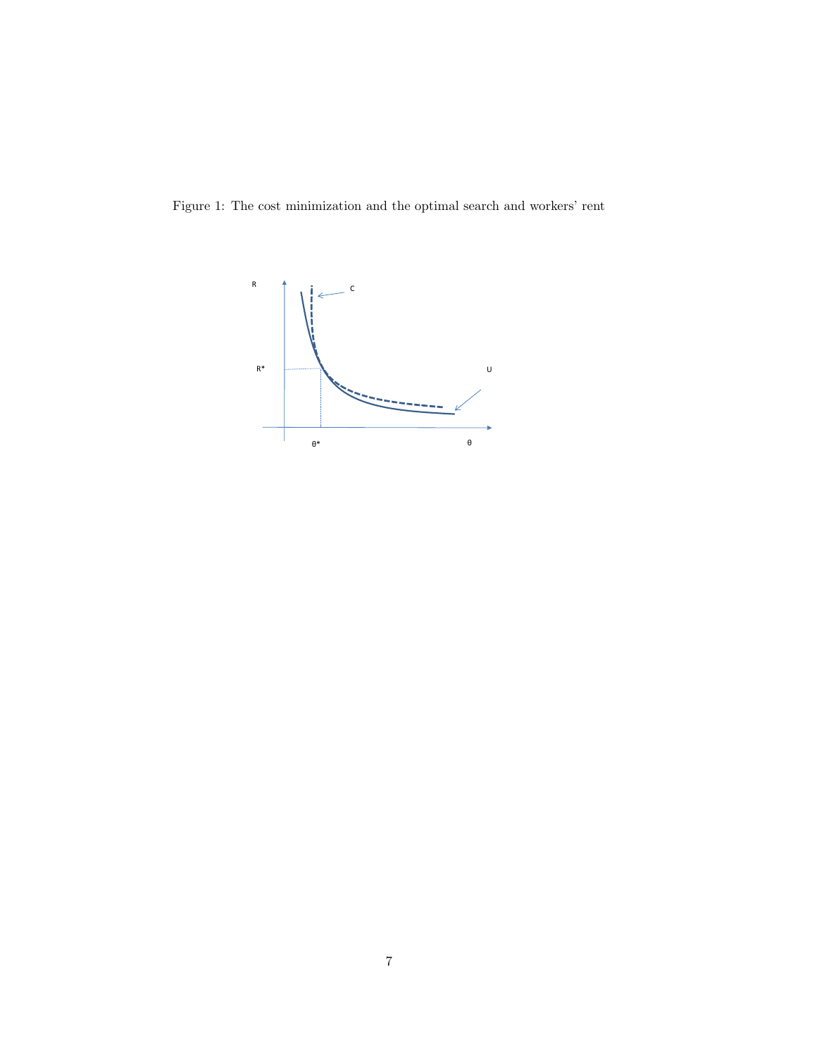Figure 1: The cost minimization and the optimal search and workers' rent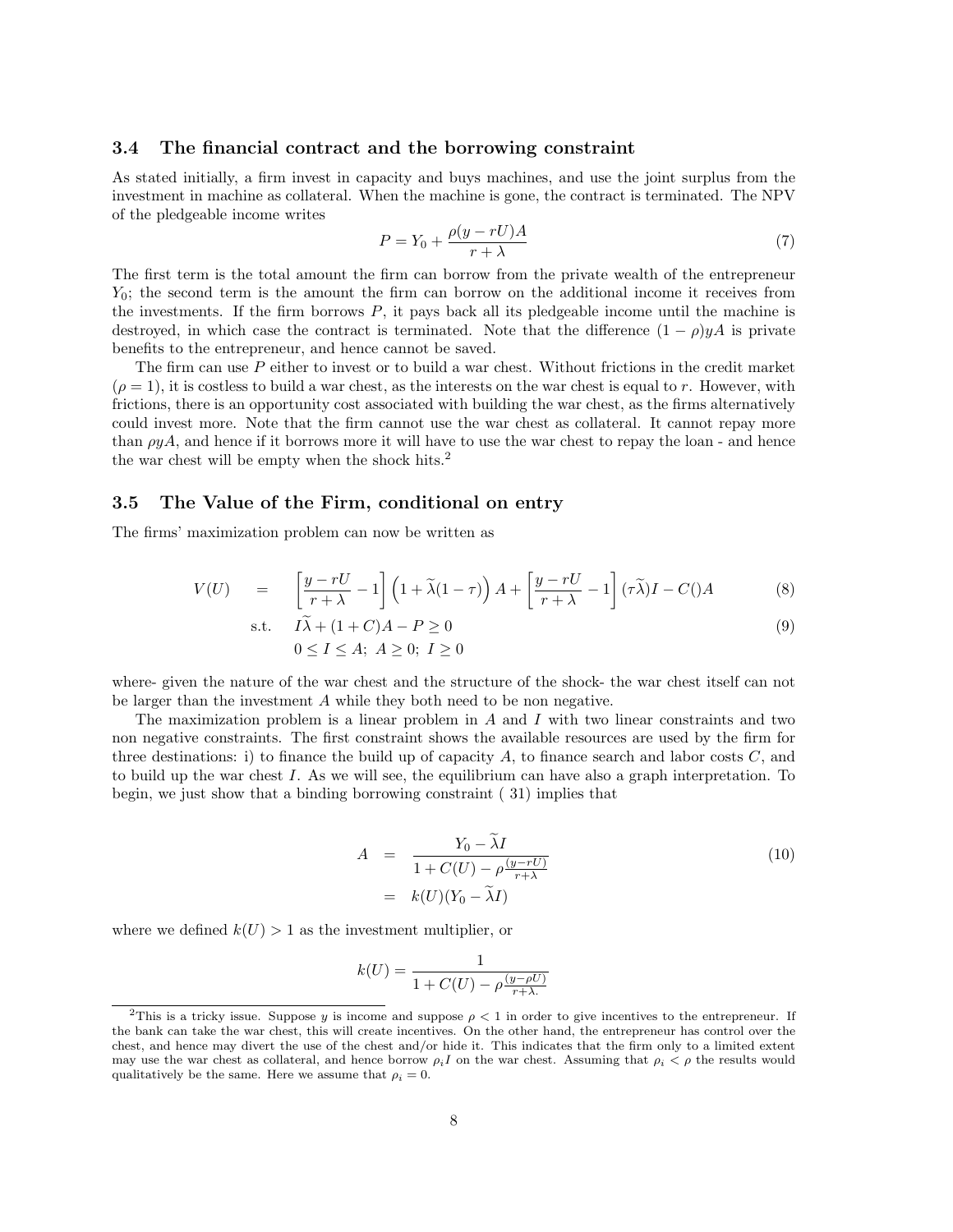### 3.4 The financial contract and the borrowing constraint

As stated initially, a firm invest in capacity and buys machines, and use the joint surplus from the investment in machine as collateral. When the machine is gone, the contract is terminated. The NPV of the pledgeable income writes

$$P = Y_0 + \frac{\rho(y - rU)A}{r + \lambda} \tag{7}$$

The first term is the total amount the firm can borrow from the private wealth of the entrepreneur $Y_0$; the second term is the amount the firm can borrow on the additional income it receives from the investments. If the firm borrows $P$, it pays back all its pledgeable income until the machine is destroyed, in which case the contract is terminated. Note that the difference $(1 - \rho)yA$ is private benefits to the entrepreneur, and hence cannot be saved.

The firm can use $P$ either to invest or to build a war chest. Without frictions in the credit market ($\rho = 1$), it is costless to build a war chest, as the interests on the war chest is equal to $r$. However, with frictions, there is an opportunity cost associated with building the war chest, as the firms alternatively could invest more. Note that the firm cannot use the war chest as collateral. It cannot repay more than $\rho yA$, and hence if it borrows more it will have to use the war chest to repay the loan - and hence the war chest will be empty when the shock hits.[2]

### 3.5 The Value of the Firm, conditional on entry

The firms' maximization problem can now be written as

$$\begin{aligned} V(U) &= \left[\frac{y - rU}{r + \lambda} - 1\right]\left(1 + \widetilde{\lambda}(1 - \tau)\right)A + \left[\frac{y - rU}{r + \lambda} - 1\right](\tau\widetilde{\lambda})I - C()A \qquad (8) \\ \text{s.t.} \quad & I\widetilde{\lambda} + (1 + C)A - P \geq 0 \qquad (9) \\ & 0 \leq I \leq A;\ A \geq 0;\ I \geq 0 \end{aligned}$$

where- given the nature of the war chest and the structure of the shock- the war chest itself can not be larger than the investment $A$ while they both need to be non negative.

The maximization problem is a linear problem in $A$ and $I$ with two linear constraints and two non negative constraints. The first constraint shows the available resources are used by the firm for three destinations: i) to finance the build up of capacity $A$, to finance search and labor costs $C$, and to build up the war chest $I$. As we will see, the equilibrium can have also a graph interpretation. To begin, we just show that a binding borrowing constraint ( 31) implies that

$$\begin{aligned} A &= \frac{Y_0 - \widetilde{\lambda}I}{1 + C(U) - \rho\frac{(y - rU)}{r + \lambda}} \qquad (10) \\ &= k(U)(Y_0 - \widetilde{\lambda}I) \end{aligned}$$

where we defined $k(U) > 1$ as the investment multiplier, or

$$k(U) = \frac{1}{1 + C(U) - \rho\frac{(y - \rho U)}{r + \lambda.}}$$

---

[2] This is a tricky issue. Suppose $y$ is income and suppose $\rho < 1$ in order to give incentives to the entrepreneur. If the bank can take the war chest, this will create incentives. On the other hand, the entrepreneur has control over the chest, and hence may divert the use of the chest and/or hide it. This indicates that the firm only to a limited extent may use the war chest as collateral, and hence borrow $\rho_i I$ on the war chest. Assuming that $\rho_i < \rho$ the results would qualitatively be the same. Here we assume that $\rho_i = 0$.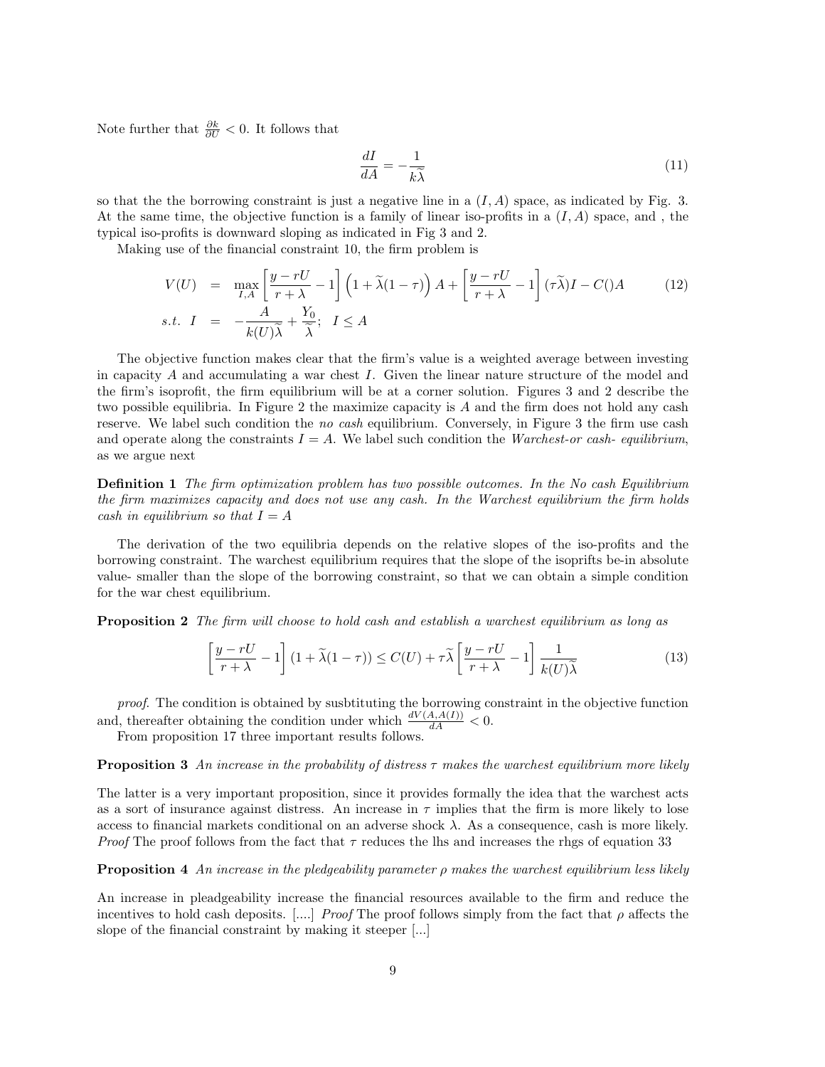Note further that $\frac{\partial k}{\partial U} < 0$. It follows that

$$\frac{dI}{dA} = -\frac{1}{k\widetilde{\lambda}} \tag{11}$$

so that the the borrowing constraint is just a negative line in a $(I, A)$ space, as indicated by Fig. 3. At the same time, the objective function is a family of linear iso-profits in a $(I, A)$ space, and , the typical iso-profits is downward sloping as indicated in Fig 3 and 2.

Making use of the financial constraint 10, the firm problem is

$$\begin{aligned} V(U) &= \max_{I,A} \left[\frac{y - rU}{r + \lambda} - 1\right] \left(1 + \widetilde{\lambda}(1 - \tau)\right) A + \left[\frac{y - rU}{r + \lambda} - 1\right] (\tau \widetilde{\lambda}) I - C() A \\ s.t. \;\; I &= -\frac{A}{k(U)\widetilde{\lambda}} + \frac{Y_0}{\widetilde{\lambda}}; \;\; I \leq A \end{aligned} \tag{12}$$

The objective function makes clear that the firm's value is a weighted average between investing in capacity $A$ and accumulating a war chest $I$. Given the linear nature structure of the model and the firm's isoprofit, the firm equilibrium will be at a corner solution. Figures 3 and 2 describe the two possible equilibria. In Figure 2 the maximize capacity is $A$ and the firm does not hold any cash reserve. We label such condition the *no cash* equilibrium. Conversely, in Figure 3 the firm use cash and operate along the constraints $I = A$. We label such condition the *Warchest-or cash- equilibrium*, as we argue next

**Definition 1** *The firm optimization problem has two possible outcomes. In the No cash Equilibrium the firm maximizes capacity and does not use any cash. In the Warchest equilibrium the firm holds cash in equilibrium so that $I = A$*

The derivation of the two equilibria depends on the relative slopes of the iso-profits and the borrowing constraint. The warchest equilibrium requires that the slope of the isoprifts be-in absolute value- smaller than the slope of the borrowing constraint, so that we can obtain a simple condition for the war chest equilibrium.

**Proposition 2** *The firm will choose to hold cash and establish a warchest equilibrium as long as*

$$\left[\frac{y - rU}{r + \lambda} - 1\right] (1 + \widetilde{\lambda}(1 - \tau)) \leq C(U) + \tau \widetilde{\lambda} \left[\frac{y - rU}{r + \lambda} - 1\right] \frac{1}{k(U)\widetilde{\lambda}} \tag{13}$$

*proof*. The condition is obtained by susbtituting the borrowing constraint in the objective function and, thereafter obtaining the condition under which $\frac{dV(A, A(I))}{dA} < 0$.

From proposition 17 three important results follows.

**Proposition 3** *An increase in the probability of distress $\tau$ makes the warchest equilibrium more likely*

The latter is a very important proposition, since it provides formally the idea that the warchest acts as a sort of insurance against distress. An increase in $\tau$ implies that the firm is more likely to lose access to financial markets conditional on an adverse shock $\lambda$. As a consequence, cash is more likely. *Proof* The proof follows from the fact that $\tau$ reduces the lhs and increases the rhgs of equation 33

**Proposition 4** *An increase in the pledgeability parameter $\rho$ makes the warchest equilibrium less likely*

An increase in pleadgeability increase the financial resources available to the firm and reduce the incentives to hold cash deposits. [....] *Proof* The proof follows simply from the fact that $\rho$ affects the slope of the financial constraint by making it steeper [...]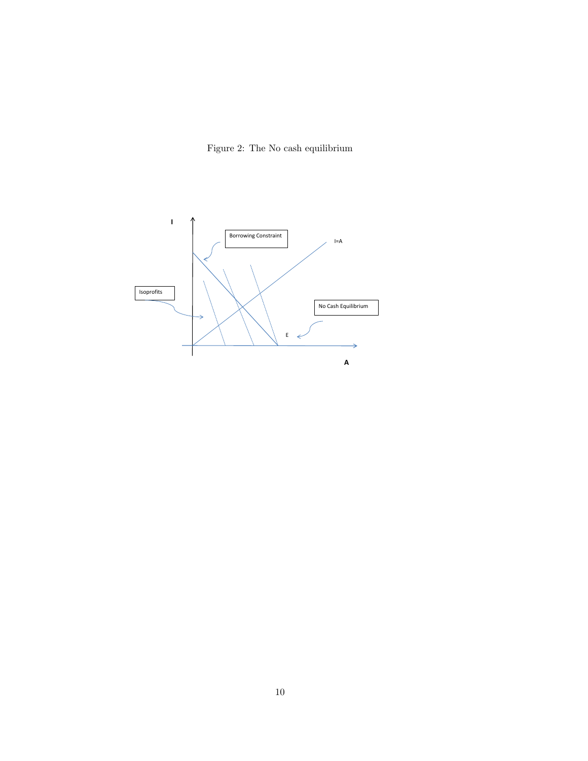Figure 2: The No cash equilibrium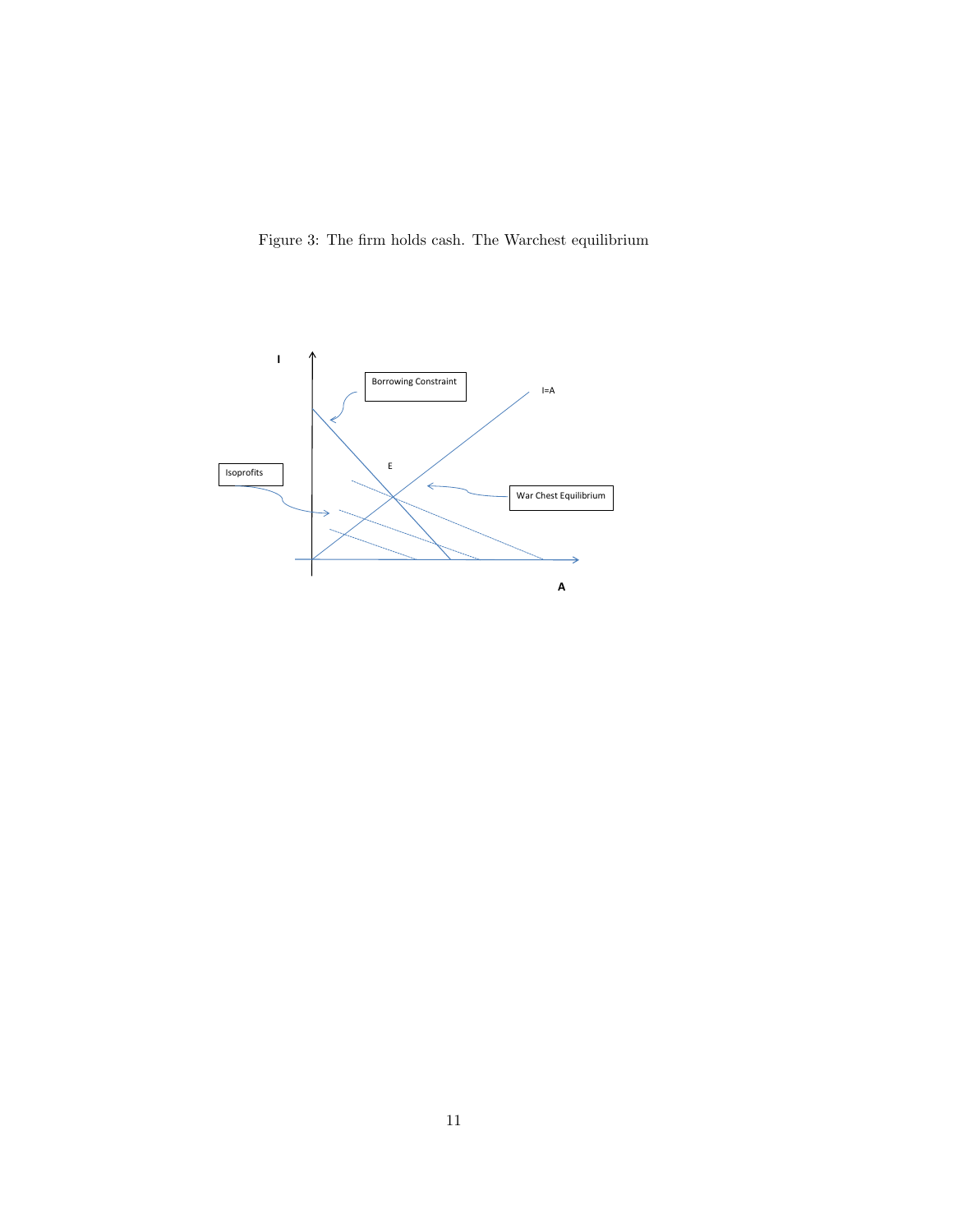Figure 3: The firm holds cash. The Warchest equilibrium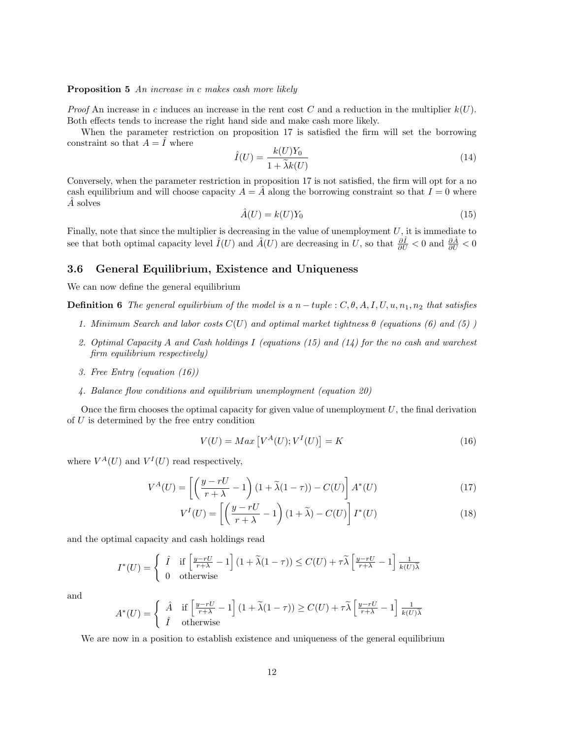**Proposition 5** *An increase in c makes cash more likely*

*Proof* An increase in $c$ induces an increase in the rent cost $C$ and a reduction in the multiplier $k(U)$. Both effects tends to increase the right hand side and make cash more likely.

When the parameter restriction on proposition 17 is satisfied the firm will set the borrowing constraint so that $A = \hat{I}$ where

$$\hat{I}(U) = \frac{k(U)Y_0}{1 + \widetilde{\lambda}k(U)} \tag{14}$$

Conversely, when the parameter restriction in proposition 17 is not satisfied, the firm will opt for a no cash equilibrium and will choose capacity $A = \hat{A}$ along the borrowing constraint so that $I = 0$ where $\hat{A}$ solves

$$\hat{A}(U) = k(U)Y_0 \tag{15}$$

Finally, note that since the multiplier is decreasing in the value of unemployment $U$, it is immediate to see that both optimal capacity level $\hat{I}(U)$ and $\hat{A}(U)$ are decreasing in $U$, so that $\frac{\partial \hat{I}}{\partial U} < 0$ and $\frac{\partial \hat{A}}{\partial U} < 0$

## 3.6 General Equilibrium, Existence and Uniqueness

We can now define the general equilibrium

**Definition 6** *The general equilirbium of the model is a $n-tuple$ : $C, \theta, A, I, U, u, n_1, n_2$ that satisfies*

1. *Minimum Search and labor costs $C(U)$ and optimal market tightness $\theta$ (equations (6) and (5) )*
2. *Optimal Capacity $A$ and Cash holdings $I$ (equations (15) and (14) for the no cash and warchest firm equilibrium respectively)*
3. *Free Entry (equation (16))*
4. *Balance flow conditions and equilibrium unemployment (equation 20)*

Once the firm chooses the optimal capacity for given value of unemployment $U$, the final derivation of $U$ is determined by the free entry condition

$$V(U) = Max\left[V^A(U); V^I(U)\right] = K \tag{16}$$

where $V^A(U)$ and $V^I(U)$ read respectively,

$$V^A(U) = \left[\left(\frac{y - rU}{r + \lambda} - 1\right)(1 + \widetilde{\lambda}(1 - \tau)) - C(U)\right] A^*(U) \tag{17}$$

$$V^I(U) = \left[\left(\frac{y - rU}{r + \lambda} - 1\right)(1 + \widetilde{\lambda}) - C(U)\right] I^*(U) \tag{18}$$

and the optimal capacity and cash holdings read

$$I^*(U) = \begin{cases} \hat{I} & \text{if } \left[\frac{y-rU}{r+\lambda} - 1\right](1 + \widetilde{\lambda}(1 - \tau)) \leq C(U) + \tau\widetilde{\lambda}\left[\frac{y-rU}{r+\lambda} - 1\right]\frac{1}{k(U)\widetilde{\lambda}} \\ 0 & \text{otherwise} \end{cases}$$

and

$$A^*(U) = \begin{cases} \hat{A} & \text{if } \left[\frac{y-rU}{r+\lambda} - 1\right](1 + \widetilde{\lambda}(1 - \tau)) \geq C(U) + \tau\widetilde{\lambda}\left[\frac{y-rU}{r+\lambda} - 1\right]\frac{1}{k(U)\widetilde{\lambda}} \\ \hat{I} & \text{otherwise} \end{cases}$$

We are now in a position to establish existence and uniqueness of the general equilibrium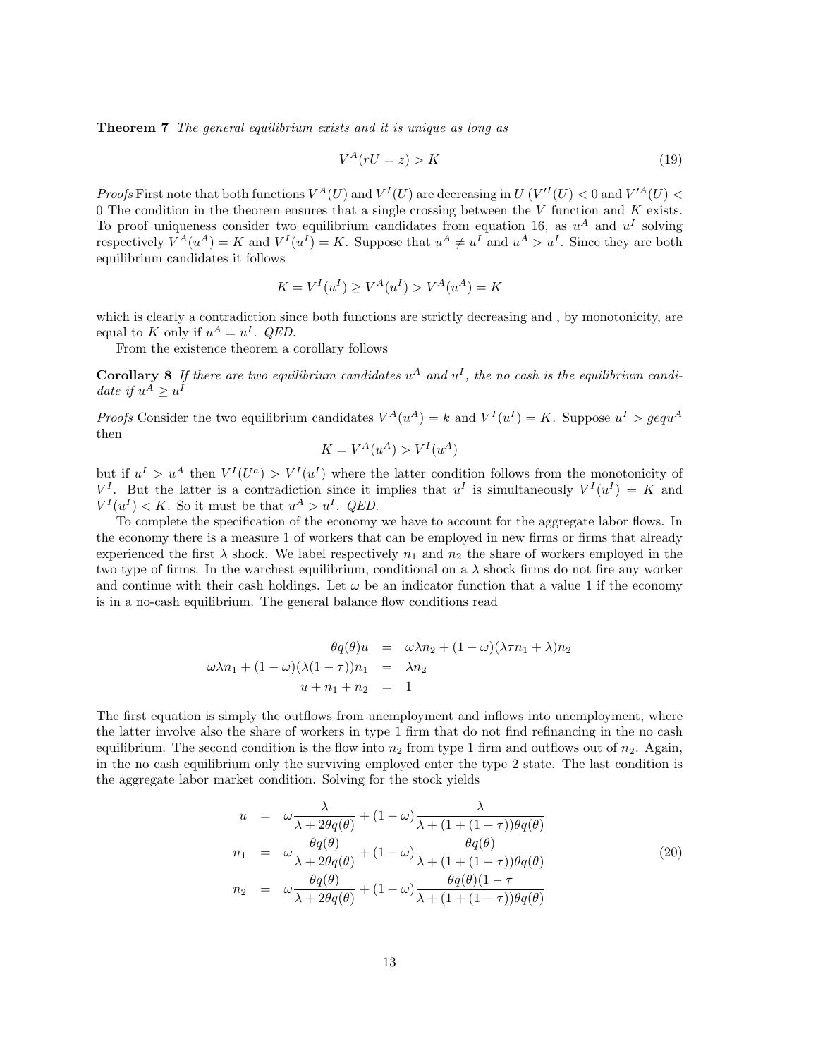**Theorem 7** *The general equilibrium exists and it is unique as long as*

$$V^A(rU = z) > K \tag{19}$$

*Proofs* First note that both functions $V^A(U)$ and $V^I(U)$ are decreasing in $U$ ($V'^I(U) < 0$ and $V'^A(U) < 0$ The condition in the theorem ensures that a single crossing between the $V$ function and $K$ exists. To proof uniqueness consider two equilibrium candidates from equation 16, as $u^A$ and $u^I$ solving respectively $V^A(u^A) = K$ and $V^I(u^I) = K$. Suppose that $u^A \neq u^I$ and $u^A > u^I$. Since they are both equilibrium candidates it follows

$$K = V^I(u^I) \geq V^A(u^I) > V^A(u^A) = K$$

which is clearly a contradiction since both functions are strictly decreasing and , by monotonicity, are equal to $K$ only if $u^A = u^I$. *QED.*

From the existence theorem a corollary follows

**Corollary 8** *If there are two equilibrium candidates $u^A$ and $u^I$, the no cash is the equilibrium candidate if $u^A \geq u^I$*

*Proofs* Consider the two equilibrium candidates $V^A(u^A) = k$ and $V^I(u^I) = K$. Suppose $u^I > gequ^A$ then

$$K = V^A(u^A) > V^I(u^A)$$

but if $u^I > u^A$ then $V^I(U^a) > V^I(u^I)$ where the latter condition follows from the monotonicity of $V^I$. But the latter is a contradiction since it implies that $u^I$ is simultaneously $V^I(u^I) = K$ and $V^I(u^I) < K$. So it must be that $u^A > u^I$. *QED.*

To complete the specification of the economy we have to account for the aggregate labor flows. In the economy there is a measure 1 of workers that can be employed in new firms or firms that already experienced the first $\lambda$ shock. We label respectively $n_1$ and $n_2$ the share of workers employed in the two type of firms. In the warchest equilibrium, conditional on a $\lambda$ shock firms do not fire any worker and continue with their cash holdings. Let $\omega$ be an indicator function that a value 1 if the economy is in a no-cash equilibrium. The general balance flow conditions read

$$\begin{aligned}
\theta q(\theta) u &= \omega \lambda n_2 + (1-\omega)(\lambda \tau n_1 + \lambda) n_2 \\
\omega \lambda n_1 + (1-\omega)(\lambda(1-\tau)) n_1 &= \lambda n_2 \\
u + n_1 + n_2 &= 1
\end{aligned}$$

The first equation is simply the outflows from unemployment and inflows into unemployment, where the latter involve also the share of workers in type 1 firm that do not find refinancing in the no cash equilibrium. The second condition is the flow into $n_2$ from type 1 firm and outflows out of $n_2$. Again, in the no cash equilibrium only the surviving employed enter the type 2 state. The last condition is the aggregate labor market condition. Solving for the stock yields

$$\begin{aligned}
u &= \omega \frac{\lambda}{\lambda + 2\theta q(\theta)} + (1-\omega) \frac{\lambda}{\lambda + (1 + (1-\tau))\theta q(\theta)} \\
n_1 &= \omega \frac{\theta q(\theta)}{\lambda + 2\theta q(\theta)} + (1-\omega) \frac{\theta q(\theta)}{\lambda + (1 + (1-\tau))\theta q(\theta)} \\
n_2 &= \omega \frac{\theta q(\theta)}{\lambda + 2\theta q(\theta)} + (1-\omega) \frac{\theta q(\theta)(1-\tau}{\lambda + (1 + (1-\tau))\theta q(\theta)}
\end{aligned} \tag{20}$$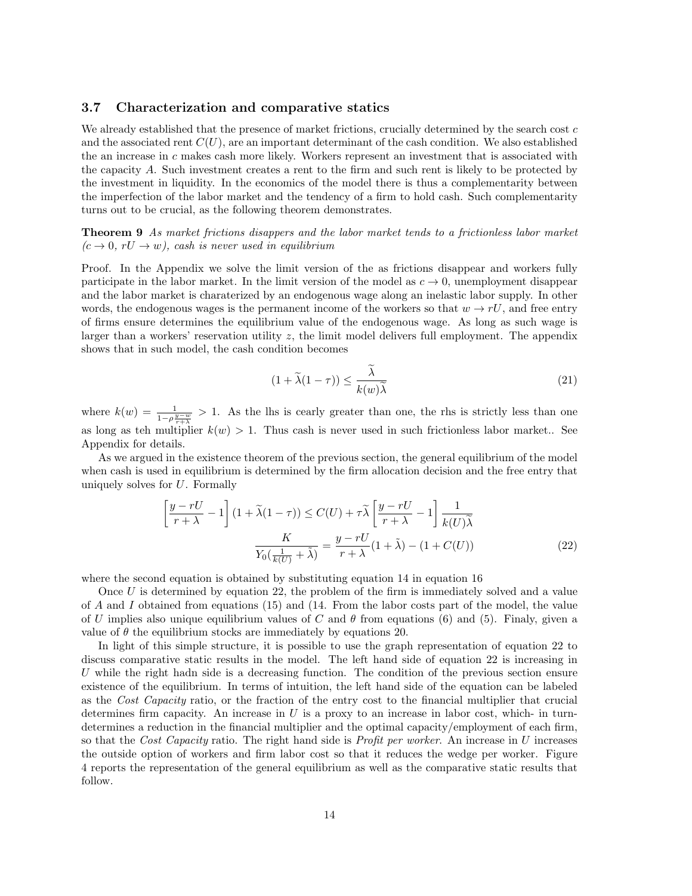### 3.7 Characterization and comparative statics

We already established that the presence of market frictions, crucially determined by the search cost $c$ and the associated rent $C(U)$, are an important determinant of the cash condition. We also established the an increase in $c$ makes cash more likely. Workers represent an investment that is associated with the capacity $A$. Such investment creates a rent to the firm and such rent is likely to be protected by the investment in liquidity. In the economics of the model there is thus a complementarity between the imperfection of the labor market and the tendency of a firm to hold cash. Such complementarity turns out to be crucial, as the following theorem demonstrates.

**Theorem 9** *As market frictions disappers and the labor market tends to a frictionless labor market ($c \to 0$, $rU \to w$), cash is never used in equilibrium*

Proof. In the Appendix we solve the limit version of the as frictions disappear and workers fully participate in the labor market. In the limit version of the model as $c \to 0$, unemployment disappear and the labor market is charaterized by an endogenous wage along an inelastic labor supply. In other words, the endogenous wages is the permanent income of the workers so that $w \to rU$, and free entry of firms ensure determines the equilibrium value of the endogenous wage. As long as such wage is larger than a workers' reservation utility $z$, the limit model delivers full employment. The appendix shows that in such model, the cash condition becomes

$$(1 + \widetilde{\lambda}(1 - \tau)) \leq \frac{\widetilde{\lambda}}{k(w)\widetilde{\lambda}} \tag{21}$$

where $k(w) = \frac{1}{1-\rho\frac{y-w}{r+\lambda}} > 1$. As the lhs is cearly greater than one, the rhs is strictly less than one as long as teh multiplier $k(w) > 1$. Thus cash is never used in such frictionless labor market.. See Appendix for details.

As we argued in the existence theorem of the previous section, the general equilibrium of the model when cash is used in equilibrium is determined by the firm allocation decision and the free entry that uniquely solves for $U$. Formally

$$\left[\frac{y - rU}{r + \lambda} - 1\right](1 + \widetilde{\lambda}(1 - \tau)) \leq C(U) + \tau\widetilde{\lambda}\left[\frac{y - rU}{r + \lambda} - 1\right]\frac{1}{k(U)\widetilde{\lambda}}$$

$$\frac{K}{Y_0(\frac{1}{k(U)} + \tilde{\lambda})} = \frac{y - rU}{r + \lambda}(1 + \tilde{\lambda}) - (1 + C(U)) \tag{22}$$

where the second equation is obtained by substituting equation 14 in equation 16

Once $U$ is determined by equation 22, the problem of the firm is immediately solved and a value of $A$ and $I$ obtained from equations (15) and (14. From the labor costs part of the model, the value of $U$ implies also unique equilibrium values of $C$ and $\theta$ from equations (6) and (5). Finaly, given a value of $\theta$ the equilibrium stocks are immediately by equations 20.

In light of this simple structure, it is possible to use the graph representation of equation 22 to discuss comparative static results in the model. The left hand side of equation 22 is increasing in $U$ while the right hadn side is a decreasing function. The condition of the previous section ensure existence of the equilibrium. In terms of intuition, the left hand side of the equation can be labeled as the *Cost Capacity* ratio, or the fraction of the entry cost to the financial multiplier that crucial determines firm capacity. An increase in $U$ is a proxy to an increase in labor cost, which- in turn- determines a reduction in the financial multiplier and the optimal capacity/employment of each firm, so that the *Cost Capacity* ratio. The right hand side is *Profit per worker*. An increase in $U$ increases the outside option of workers and firm labor cost so that it reduces the wedge per worker. Figure 4 reports the representation of the general equilibrium as well as the comparative static results that follow.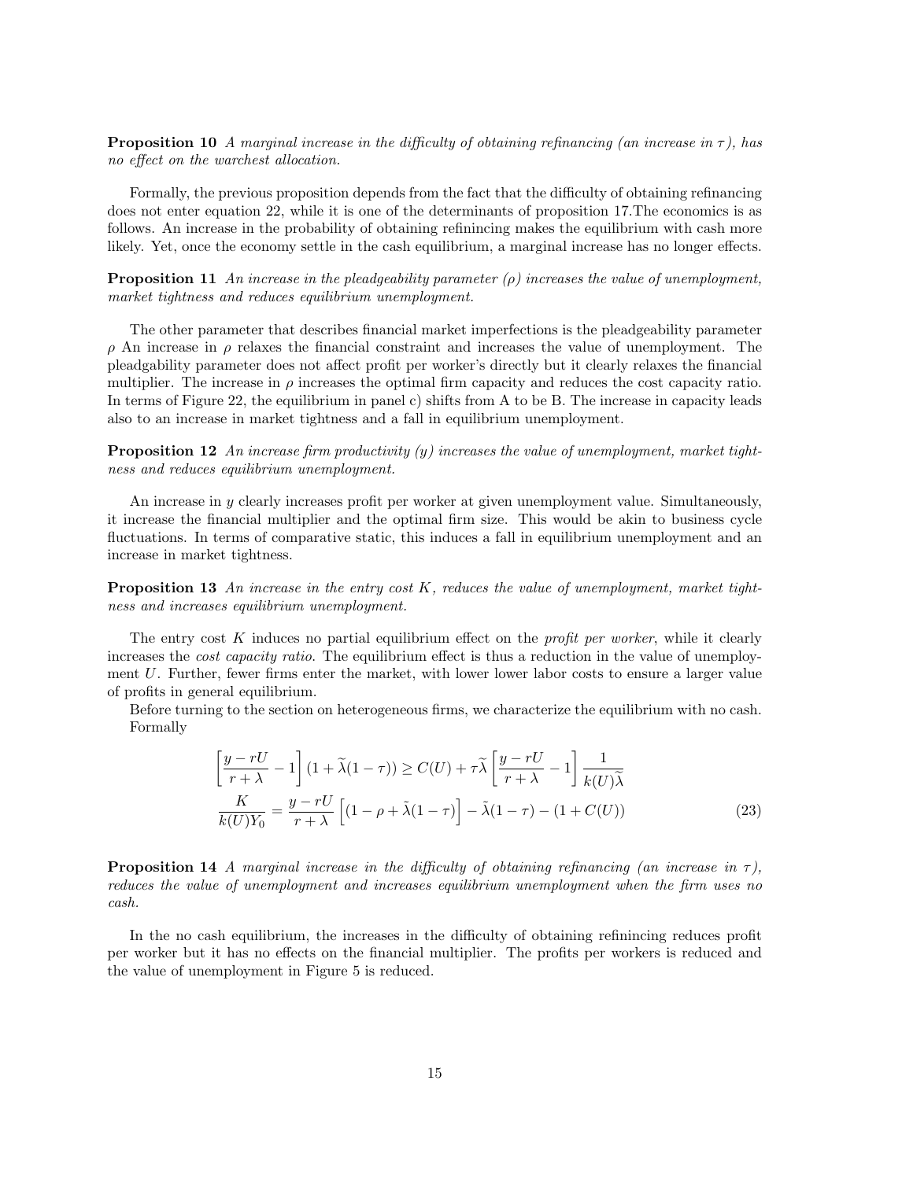**Proposition 10** *A marginal increase in the difficulty of obtaining refinancing (an increase in $\tau$), has no effect on the warchest allocation.*

Formally, the previous proposition depends from the fact that the difficulty of obtaining refinancing does not enter equation 22, while it is one of the determinants of proposition 17.The economics is as follows. An increase in the probability of obtaining refinincing makes the equilibrium with cash more likely. Yet, once the economy settle in the cash equilibrium, a marginal increase has no longer effects.

**Proposition 11** *An increase in the pleadgeability parameter ($\rho$) increases the value of unemployment, market tightness and reduces equilibrium unemployment.*

The other parameter that describes financial market imperfections is the pleadgeability parameter $\rho$ An increase in $\rho$ relaxes the financial constraint and increases the value of unemployment. The pleadgability parameter does not affect profit per worker's directly but it clearly relaxes the financial multiplier. The increase in $\rho$ increases the optimal firm capacity and reduces the cost capacity ratio. In terms of Figure 22, the equilibrium in panel c) shifts from A to be B. The increase in capacity leads also to an increase in market tightness and a fall in equilibrium unemployment.

**Proposition 12** *An increase firm productivity ($y$) increases the value of unemployment, market tightness and reduces equilibrium unemployment.*

An increase in $y$ clearly increases profit per worker at given unemployment value. Simultaneously, it increase the financial multiplier and the optimal firm size. This would be akin to business cycle fluctuations. In terms of comparative static, this induces a fall in equilibrium unemployment and an increase in market tightness.

**Proposition 13** *An increase in the entry cost $K$, reduces the value of unemployment, market tightness and increases equilibrium unemployment.*

The entry cost $K$ induces no partial equilibrium effect on the *profit per worker*, while it clearly increases the *cost capacity ratio*. The equilibrium effect is thus a reduction in the value of unemployment $U$. Further, fewer firms enter the market, with lower lower labor costs to ensure a larger value of profits in general equilibrium.

Before turning to the section on heterogeneous firms, we characterize the equilibrium with no cash. Formally

$$\left[\frac{y-rU}{r+\lambda}-1\right](1+\widetilde{\lambda}(1-\tau)) \geq C(U)+\tau\widetilde{\lambda}\left[\frac{y-rU}{r+\lambda}-1\right]\frac{1}{k(U)\widetilde{\lambda}}$$

$$\frac{K}{k(U)Y_0}=\frac{y-rU}{r+\lambda}\left[(1-\rho+\tilde{\lambda}(1-\tau)\right]-\tilde{\lambda}(1-\tau)-(1+C(U)) \tag{23}$$

**Proposition 14** *A marginal increase in the difficulty of obtaining refinancing (an increase in $\tau$), reduces the value of unemployment and increases equilibrium unemployment when the firm uses no cash.*

In the no cash equilibrium, the increases in the difficulty of obtaining refinincing reduces profit per worker but it has no effects on the financial multiplier. The profits per workers is reduced and the value of unemployment in Figure 5 is reduced.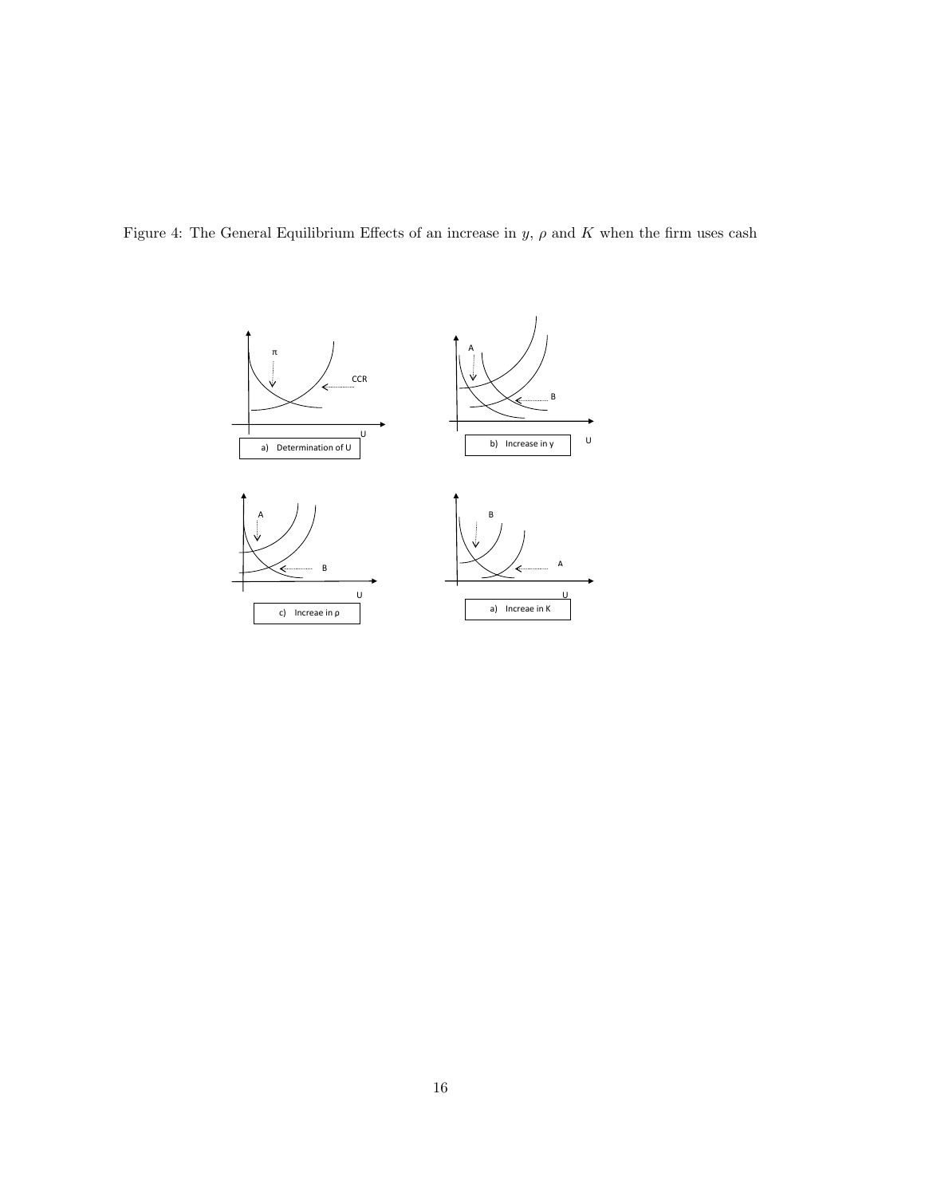Figure 4: The General Equilibrium Effects of an increase in $y$, $\rho$ and $K$ when the firm uses cash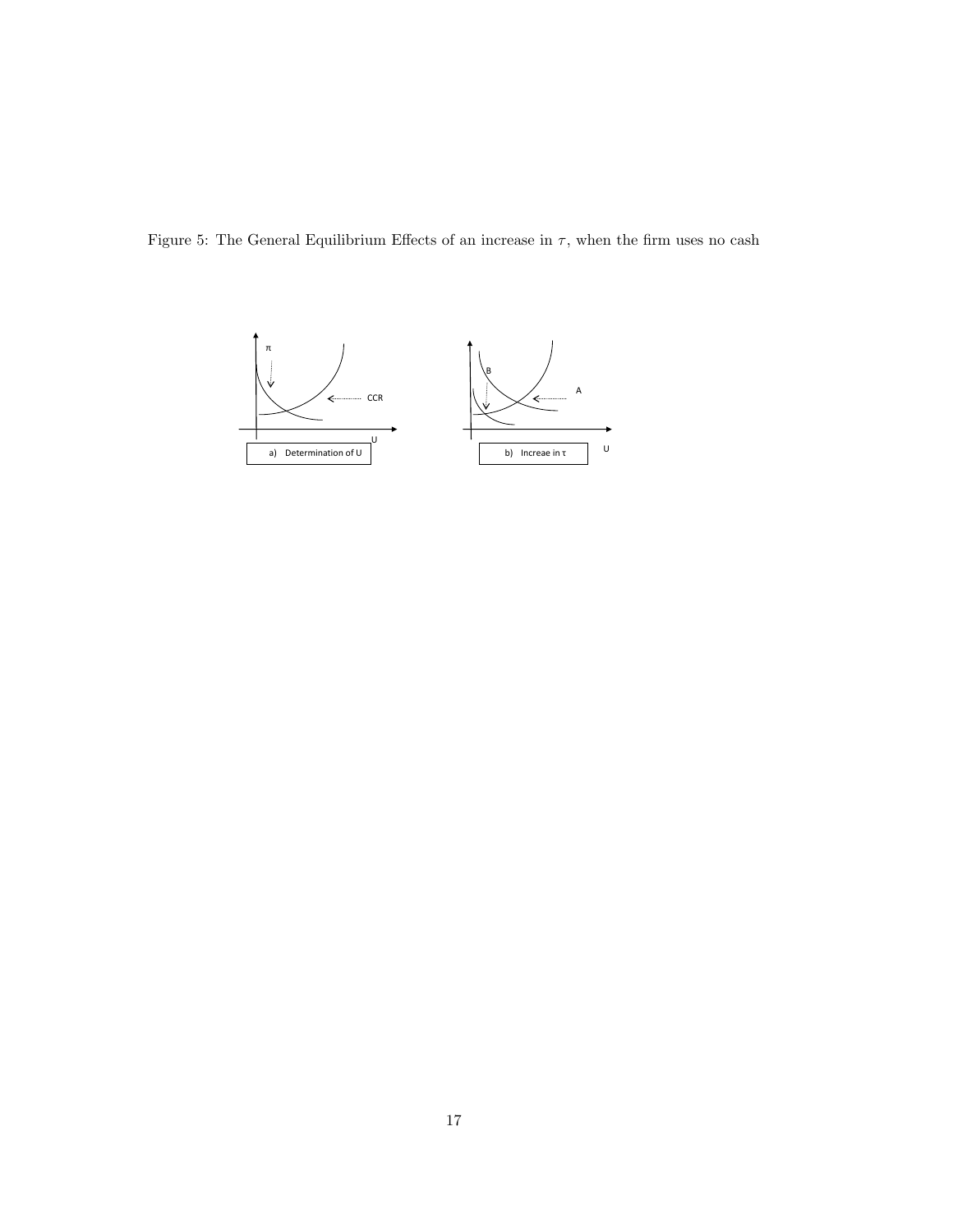Figure 5: The General Equilibrium Effects of an increase in $\tau$, when the firm uses no cash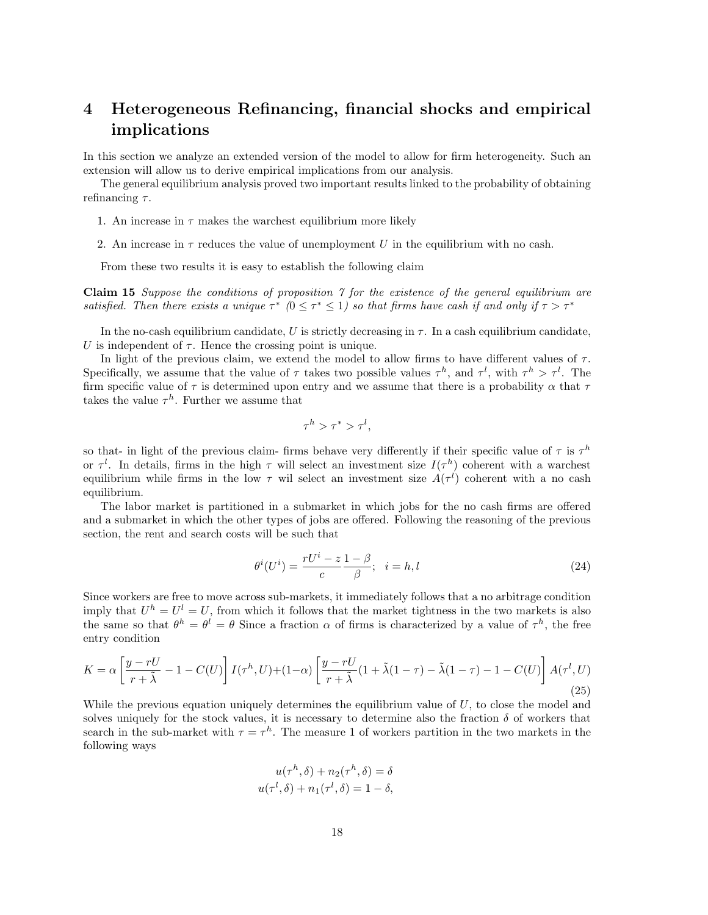# 4 Heterogeneous Refinancing, financial shocks and empirical implications

In this section we analyze an extended version of the model to allow for firm heterogeneity. Such an extension will allow us to derive empirical implications from our analysis.

The general equilibrium analysis proved two important results linked to the probability of obtaining refinancing $\tau$.

1. An increase in $\tau$ makes the warchest equilibrium more likely
2. An increase in $\tau$ reduces the value of unemployment $U$ in the equilibrium with no cash.

From these two results it is easy to establish the following claim

**Claim 15** *Suppose the conditions of proposition 7 for the existence of the general equilibrium are satisfied. Then there exists a unique $\tau^*$ ($0 \leq \tau^* \leq 1$) so that firms have cash if and only if $\tau > \tau^*$*

In the no-cash equilibrium candidate, $U$ is strictly decreasing in $\tau$. In a cash equilibrium candidate, $U$ is independent of $\tau$. Hence the crossing point is unique.

In light of the previous claim, we extend the model to allow firms to have different values of $\tau$. Specifically, we assume that the value of $\tau$ takes two possible values $\tau^h$, and $\tau^l$, with $\tau^h > \tau^l$. The firm specific value of $\tau$ is determined upon entry and we assume that there is a probability $\alpha$ that $\tau$ takes the value $\tau^h$. Further we assume that

$$\tau^h > \tau^* > \tau^l,$$

so that- in light of the previous claim- firms behave very differently if their specific value of $\tau$ is $\tau^h$ or $\tau^l$. In details, firms in the high $\tau$ will select an investment size $I(\tau^h)$ coherent with a warchest equilibrium while firms in the low $\tau$ wil select an investment size $A(\tau^l)$ coherent with a no cash equilibrium.

The labor market is partitioned in a submarket in which jobs for the no cash firms are offered and a submarket in which the other types of jobs are offered. Following the reasoning of the previous section, the rent and search costs will be such that

$$\theta^i(U^i) = \frac{rU^i - z}{c}\frac{1-\beta}{\beta}; \quad i = h, l \tag{24}$$

Since workers are free to move across sub-markets, it immediately follows that a no arbitrage condition imply that $U^h = U^l = U$, from which it follows that the market tightness in the two markets is also the same so that $\theta^h = \theta^l = \theta$ Since a fraction $\alpha$ of firms is characterized by a value of $\tau^h$, the free entry condition

$$K = \alpha \left[\frac{y - rU}{r + \tilde{\lambda}} - 1 - C(U)\right] I(\tau^h, U) + (1-\alpha)\left[\frac{y - rU}{r + \tilde{\lambda}}(1 + \tilde{\lambda}(1-\tau) - \tilde{\lambda}(1-\tau) - 1 - C(U)\right] A(\tau^l, U) \tag{25}$$

While the previous equation uniquely determines the equilibrium value of $U$, to close the model and solves uniquely for the stock values, it is necessary to determine also the fraction $\delta$ of workers that search in the sub-market with $\tau = \tau^h$. The measure 1 of workers partition in the two markets in the following ways

$$u(\tau^h, \delta) + n_2(\tau^h, \delta) = \delta$$
$$u(\tau^l, \delta) + n_1(\tau^l, \delta) = 1 - \delta,$$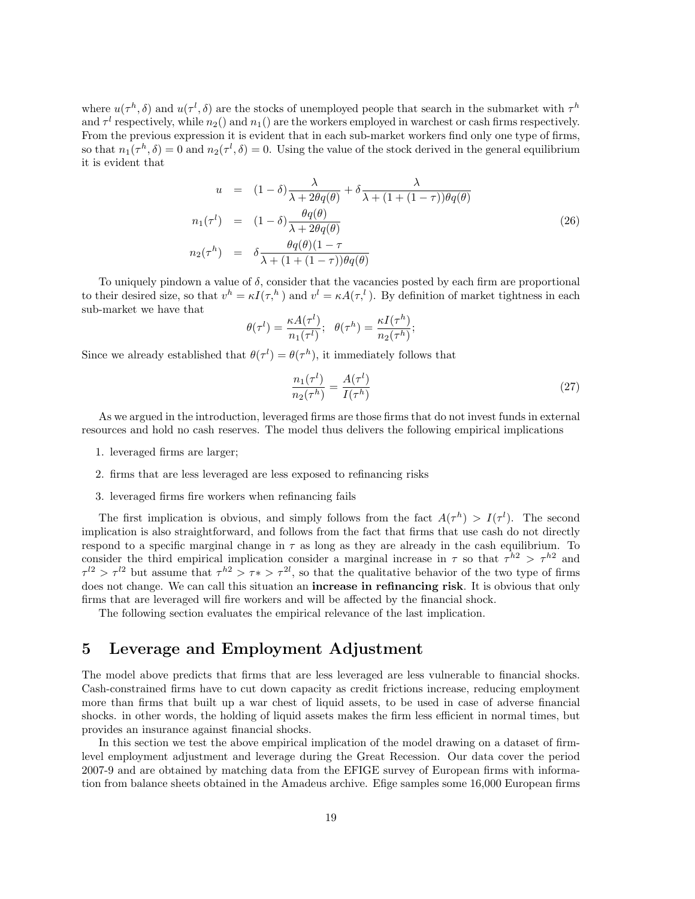where $u(\tau^h, \delta)$ and $u(\tau^l, \delta)$ are the stocks of unemployed people that search in the submarket with $\tau^h$ and $\tau^l$ respectively, while $n_2()$ and $n_1()$ are the workers employed in warchest or cash firms respectively. From the previous expression it is evident that in each sub-market workers find only one type of firms, so that $n_1(\tau^h, \delta) = 0$ and $n_2(\tau^l, \delta) = 0$. Using the value of the stock derived in the general equilibrium it is evident that

$$
\begin{aligned}
u &= (1-\delta)\frac{\lambda}{\lambda + 2\theta q(\theta)} + \delta\frac{\lambda}{\lambda + (1 + (1-\tau))\theta q(\theta)} \\
n_1(\tau^l) &= (1-\delta)\frac{\theta q(\theta)}{\lambda + 2\theta q(\theta)} \\
n_2(\tau^h) &= \delta\frac{\theta q(\theta)(1-\tau}{\lambda + (1 + (1-\tau))\theta q(\theta)}
\end{aligned}
\tag{26}
$$

To uniquely pindown a value of $\delta$, consider that the vacancies posted by each firm are proportional to their desired size, so that $v^h = \kappa I(\tau,^h)$ and $v^l = \kappa A(\tau,^l)$. By definition of market tightness in each sub-market we have that

$$
\theta(\tau^l) = \frac{\kappa A(\tau^l)}{n_1(\tau^l)}; \quad \theta(\tau^h) = \frac{\kappa I(\tau^h)}{n_2(\tau^h)};
$$

Since we already established that $\theta(\tau^l) = \theta(\tau^h)$, it immediately follows that

$$
\frac{n_1(\tau^l)}{n_2(\tau^h)} = \frac{A(\tau^l)}{I(\tau^h)} \tag{27}
$$

As we argued in the introduction, leveraged firms are those firms that do not invest funds in external resources and hold no cash reserves. The model thus delivers the following empirical implications

1. leveraged firms are larger;
2. firms that are less leveraged are less exposed to refinancing risks
3. leveraged firms fire workers when refinancing fails

The first implication is obvious, and simply follows from the fact $A(\tau^h) > I(\tau^l)$. The second implication is also straightforward, and follows from the fact that firms that use cash do not directly respond to a specific marginal change in $\tau$ as long as they are already in the cash equilibrium. To consider the third empirical implication consider a marginal increase in $\tau$ so that $\tau^{h2} > \tau^{h2}$ and $\tau^{l2} > \tau^{l2}$ but assume that $\tau^{h2} > \tau* > \tau^{2l}$, so that the qualitative behavior of the two type of firms does not change. We can call this situation an **increase in refinancing risk**. It is obvious that only firms that are leveraged will fire workers and will be affected by the financial shock.

The following section evaluates the empirical relevance of the last implication.

## 5 Leverage and Employment Adjustment

The model above predicts that firms that are less leveraged are less vulnerable to financial shocks. Cash-constrained firms have to cut down capacity as credit frictions increase, reducing employment more than firms that built up a war chest of liquid assets, to be used in case of adverse financial shocks. in other words, the holding of liquid assets makes the firm less efficient in normal times, but provides an insurance against financial shocks.

In this section we test the above empirical implication of the model drawing on a dataset of firm-level employment adjustment and leverage during the Great Recession. Our data cover the period 2007-9 and are obtained by matching data from the EFIGE survey of European firms with information from balance sheets obtained in the Amadeus archive. Efige samples some 16,000 European firms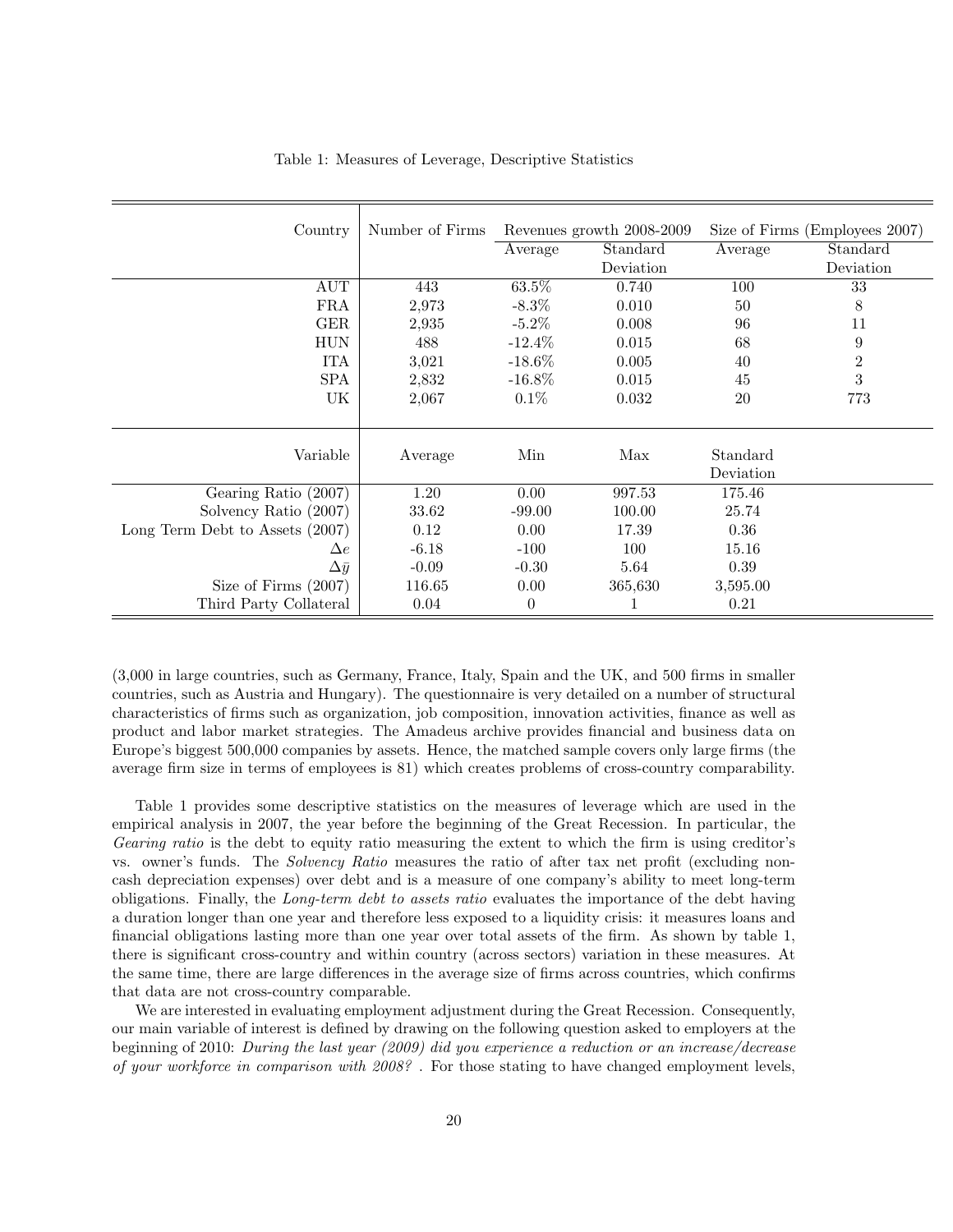Table 1: Measures of Leverage, Descriptive Statistics

| Country | Number of Firms | Revenues growth 2008-2009 | | Size of Firms (Employees 2007) | |
|---|---|---|---|---|---|
| | | Average | Standard Deviation | Average | Standard Deviation |
| AUT | 443 | 63.5% | 0.740 | 100 | 33 |
| FRA | 2,973 | -8.3% | 0.010 | 50 | 8 |
| GER | 2,935 | -5.2% | 0.008 | 96 | 11 |
| HUN | 488 | -12.4% | 0.015 | 68 | 9 |
| ITA | 3,021 | -18.6% | 0.005 | 40 | 2 |
| SPA | 2,832 | -16.8% | 0.015 | 45 | 3 |
| UK | 2,067 | 0.1% | 0.032 | 20 | 773 |

| Variable | Average | Min | Max | Standard Deviation |
|---|---|---|---|---|
| Gearing Ratio (2007) | 1.20 | 0.00 | 997.53 | 175.46 |
| Solvency Ratio (2007) | 33.62 | -99.00 | 100.00 | 25.74 |
| Long Term Debt to Assets (2007) | 0.12 | 0.00 | 17.39 | 0.36 |
| $\Delta e$ | -6.18 | -100 | 100 | 15.16 |
| $\Delta \bar{y}$ | -0.09 | -0.30 | 5.64 | 0.39 |
| Size of Firms (2007) | 116.65 | 0.00 | 365,630 | 3,595.00 |
| Third Party Collateral | 0.04 | 0 | 1 | 0.21 |

(3,000 in large countries, such as Germany, France, Italy, Spain and the UK, and 500 firms in smaller countries, such as Austria and Hungary). The questionnaire is very detailed on a number of structural characteristics of firms such as organization, job composition, innovation activities, finance as well as product and labor market strategies. The Amadeus archive provides financial and business data on Europe's biggest 500,000 companies by assets. Hence, the matched sample covers only large firms (the average firm size in terms of employees is 81) which creates problems of cross-country comparability.

Table 1 provides some descriptive statistics on the measures of leverage which are used in the empirical analysis in 2007, the year before the beginning of the Great Recession. In particular, the *Gearing ratio* is the debt to equity ratio measuring the extent to which the firm is using creditor's vs. owner's funds. The *Solvency Ratio* measures the ratio of after tax net profit (excluding non-cash depreciation expenses) over debt and is a measure of one company's ability to meet long-term obligations. Finally, the *Long-term debt to assets ratio* evaluates the importance of the debt having a duration longer than one year and therefore less exposed to a liquidity crisis: it measures loans and financial obligations lasting more than one year over total assets of the firm. As shown by table 1, there is significant cross-country and within country (across sectors) variation in these measures. At the same time, there are large differences in the average size of firms across countries, which confirms that data are not cross-country comparable.

We are interested in evaluating employment adjustment during the Great Recession. Consequently, our main variable of interest is defined by drawing on the following question asked to employers at the beginning of 2010: *During the last year (2009) did you experience a reduction or an increase/decrease of your workforce in comparison with 2008?* . For those stating to have changed employment levels,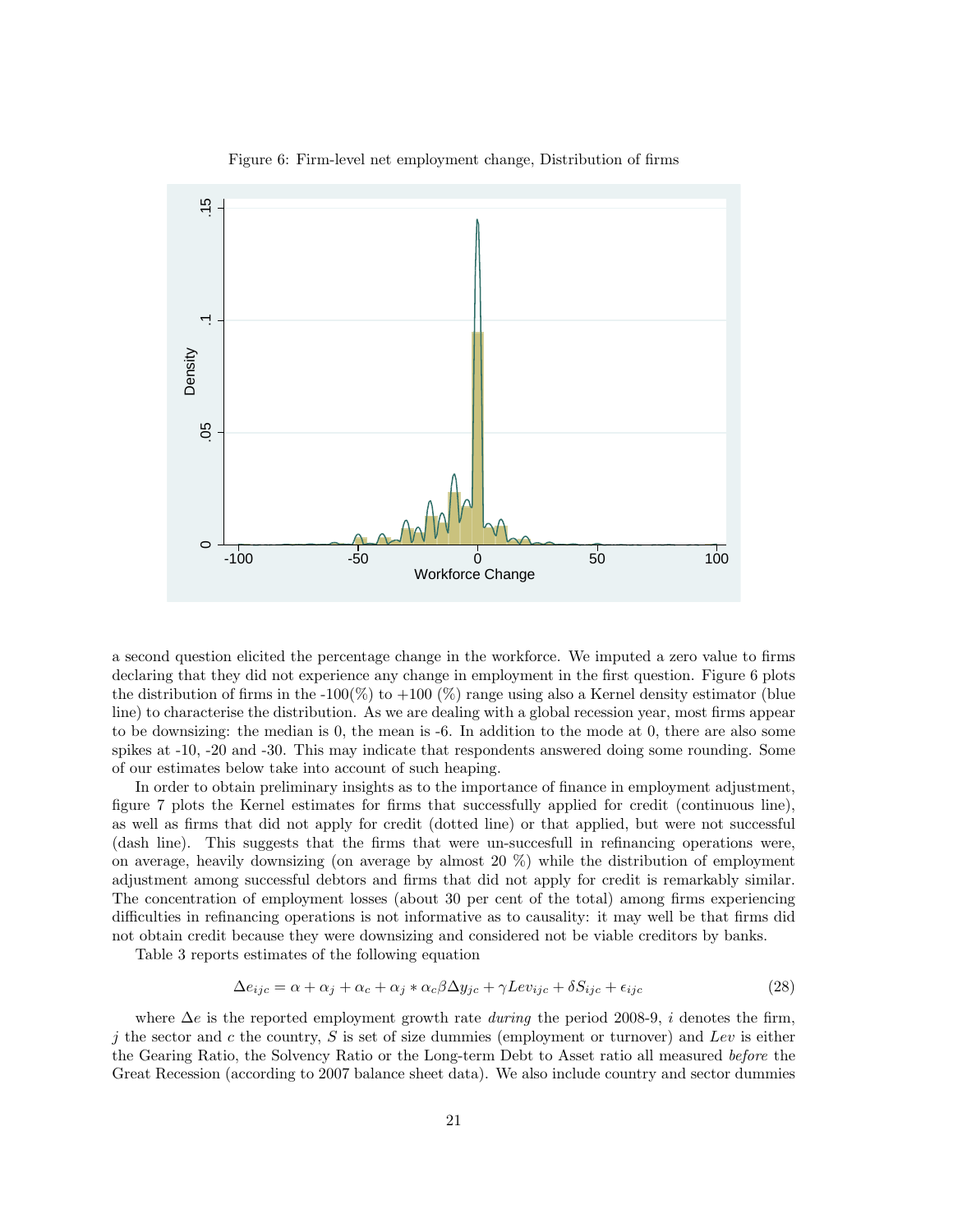Figure 6: Firm-level net employment change, Distribution of firms

a second question elicited the percentage change in the workforce. We imputed a zero value to firms declaring that they did not experience any change in employment in the first question. Figure 6 plots the distribution of firms in the -100(%) to +100 (%) range using also a Kernel density estimator (blue line) to characterise the distribution. As we are dealing with a global recession year, most firms appear to be downsizing: the median is 0, the mean is -6. In addition to the mode at 0, there are also some spikes at -10, -20 and -30. This may indicate that respondents answered doing some rounding. Some of our estimates below take into account of such heaping.

In order to obtain preliminary insights as to the importance of finance in employment adjustment, figure 7 plots the Kernel estimates for firms that successfully applied for credit (continuous line), as well as firms that did not apply for credit (dotted line) or that applied, but were not successful (dash line). This suggests that the firms that were un-succesfull in refinancing operations were, on average, heavily downsizing (on average by almost 20 %) while the distribution of employment adjustment among successful debtors and firms that did not apply for credit is remarkably similar. The concentration of employment losses (about 30 per cent of the total) among firms experiencing difficulties in refinancing operations is not informative as to causality: it may well be that firms did not obtain credit because they were downsizing and considered not be viable creditors by banks.

Table 3 reports estimates of the following equation

$$\Delta e_{ijc} = \alpha + \alpha_j + \alpha_c + \alpha_j * \alpha_c \beta \Delta y_{jc} + \gamma Lev_{ijc} + \delta S_{ijc} + \epsilon_{ijc} \tag{28}$$

where $\Delta e$ is the reported employment growth rate *during* the period 2008-9, $i$ denotes the firm, $j$ the sector and $c$ the country, $S$ is set of size dummies (employment or turnover) and $Lev$ is either the Gearing Ratio, the Solvency Ratio or the Long-term Debt to Asset ratio all measured *before* the Great Recession (according to 2007 balance sheet data). We also include country and sector dummies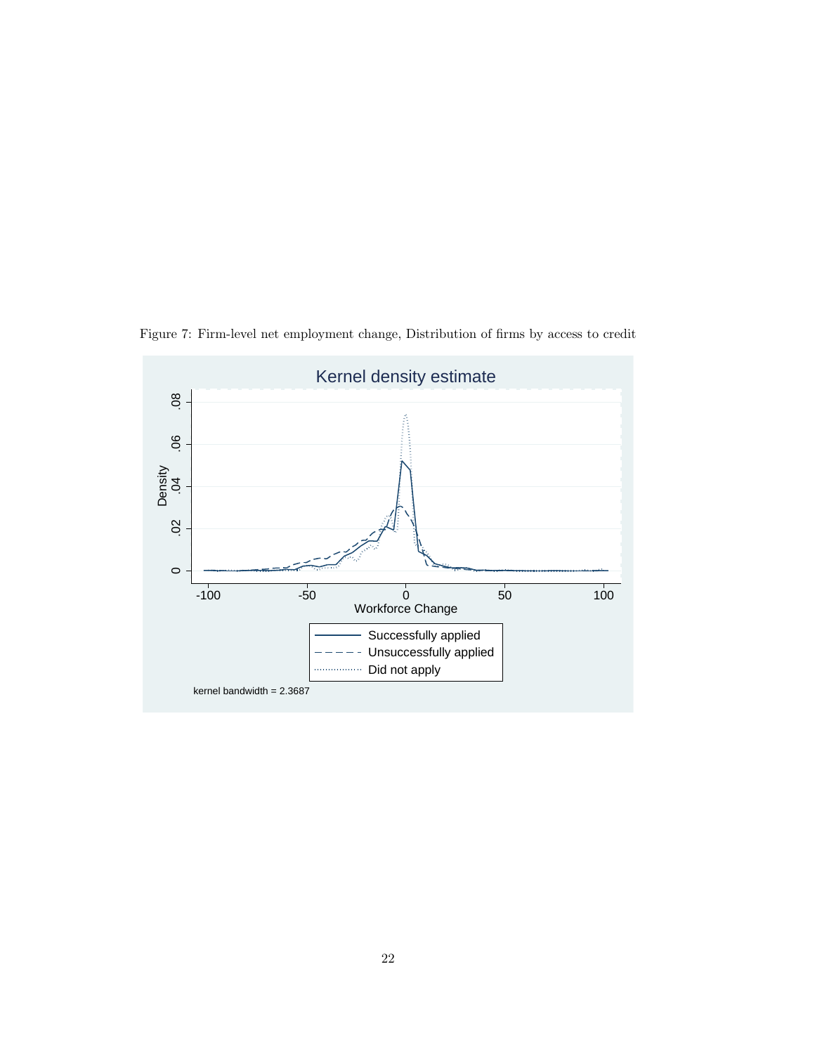Figure 7: Firm-level net employment change, Distribution of firms by access to credit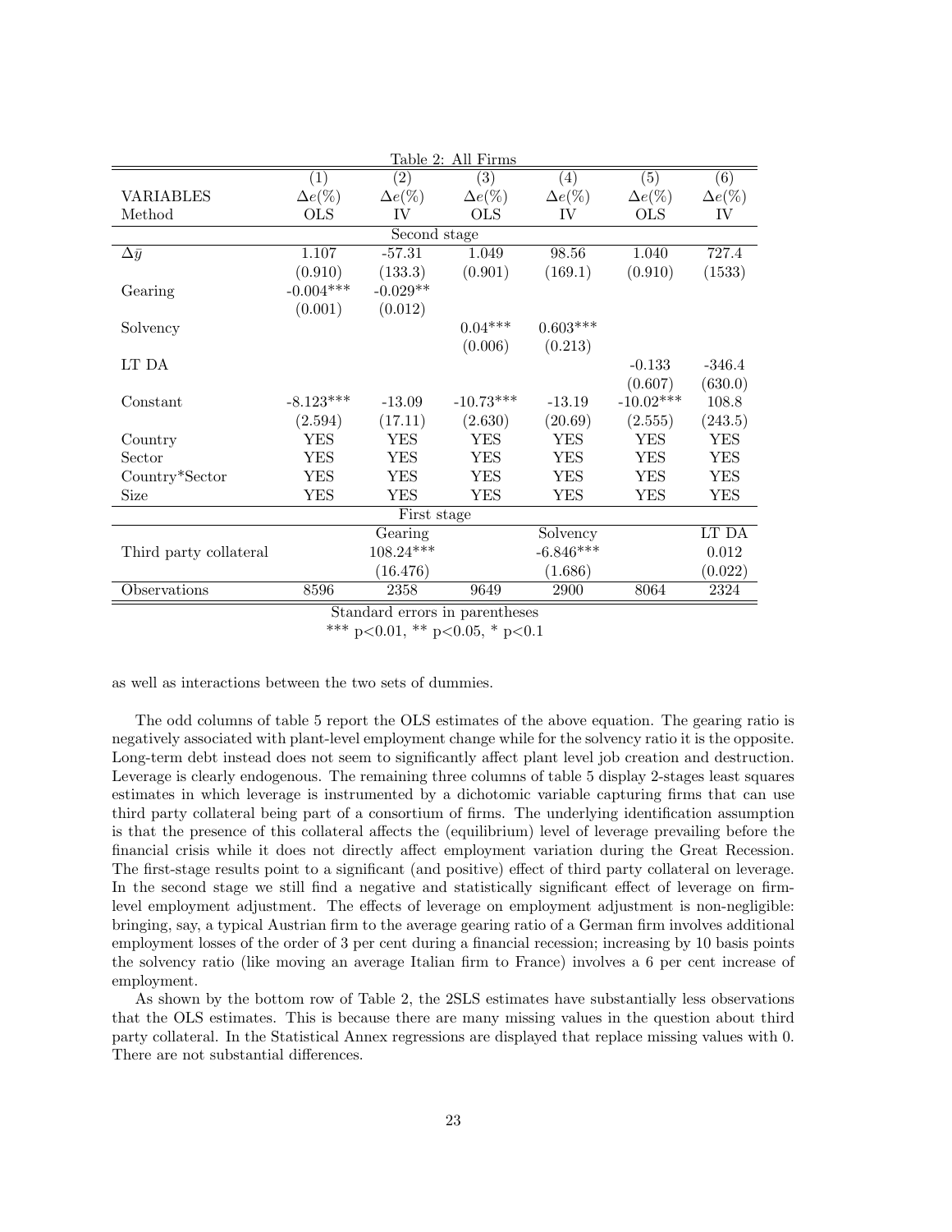Table 2: All Firms

| | (1) | (2) | (3) | (4) | (5) | (6) |
|---|---|---|---|---|---|---|
| VARIABLES | $\Delta e(\%)$ | $\Delta e(\%)$ | $\Delta e(\%)$ | $\Delta e(\%)$ | $\Delta e(\%)$ | $\Delta e(\%)$ |
| Method | OLS | IV | OLS | IV | OLS | IV |
| | | Second stage | | | | |
| $\Delta \bar{y}$ | 1.107 | -57.31 | 1.049 | 98.56 | 1.040 | 727.4 |
| | (0.910) | (133.3) | (0.901) | (169.1) | (0.910) | (1533) |
| Gearing | -0.004*** | -0.029** | | | | |
| | (0.001) | (0.012) | | | | |
| Solvency | | | 0.04*** | 0.603*** | | |
| | | | (0.006) | (0.213) | | |
| LT DA | | | | | -0.133 | -346.4 |
| | | | | | (0.607) | (630.0) |
| Constant | -8.123*** | -13.09 | -10.73*** | -13.19 | -10.02*** | 108.8 |
| | (2.594) | (17.11) | (2.630) | (20.69) | (2.555) | (243.5) |
| Country | YES | YES | YES | YES | YES | YES |
| Sector | YES | YES | YES | YES | YES | YES |
| Country*Sector | YES | YES | YES | YES | YES | YES |
| Size | YES | YES | YES | YES | YES | YES |
| | | First stage | | | | |
| | | Gearing | | Solvency | | LT DA |
| Third party collateral | | 108.24*** | | -6.846*** | | 0.012 |
| | | (16.476) | | (1.686) | | (0.022) |
| Observations | 8596 | 2358 | 9649 | 2900 | 8064 | 2324 |

Standard errors in parentheses
*** p<0.01, ** p<0.05, * p<0.1

as well as interactions between the two sets of dummies.

The odd columns of table 5 report the OLS estimates of the above equation. The gearing ratio is negatively associated with plant-level employment change while for the solvency ratio it is the opposite. Long-term debt instead does not seem to significantly affect plant level job creation and destruction. Leverage is clearly endogenous. The remaining three columns of table 5 display 2-stages least squares estimates in which leverage is instrumented by a dichotomic variable capturing firms that can use third party collateral being part of a consortium of firms. The underlying identification assumption is that the presence of this collateral affects the (equilibrium) level of leverage prevailing before the financial crisis while it does not directly affect employment variation during the Great Recession. The first-stage results point to a significant (and positive) effect of third party collateral on leverage. In the second stage we still find a negative and statistically significant effect of leverage on firm-level employment adjustment. The effects of leverage on employment adjustment is non-negligible: bringing, say, a typical Austrian firm to the average gearing ratio of a German firm involves additional employment losses of the order of 3 per cent during a financial recession; increasing by 10 basis points the solvency ratio (like moving an average Italian firm to France) involves a 6 per cent increase of employment.

As shown by the bottom row of Table 2, the 2SLS estimates have substantially less observations that the OLS estimates. This is because there are many missing values in the question about third party collateral. In the Statistical Annex regressions are displayed that replace missing values with 0. There are not substantial differences.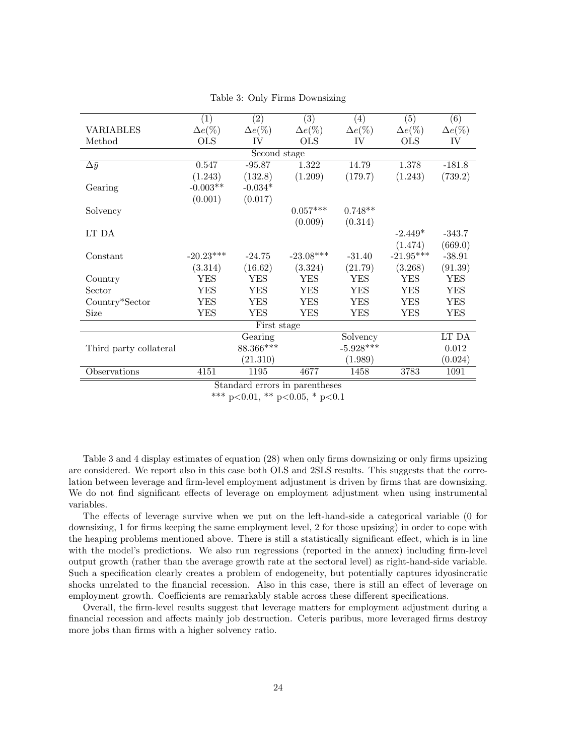Table 3: Only Firms Downsizing

| | (1) | (2) | (3) | (4) | (5) | (6) |
|---|---|---|---|---|---|---|
| VARIABLES | $\Delta e(\%)$ | $\Delta e(\%)$ | $\Delta e(\%)$ | $\Delta e(\%)$ | $\Delta e(\%)$ | $\Delta e(\%)$ |
| Method | OLS | IV | OLS | IV | OLS | IV |
| | | Second stage | | | | |
| $\Delta \bar{y}$ | 0.547 | -95.87 | 1.322 | 14.79 | 1.378 | -181.8 |
| | (1.243) | (132.8) | (1.209) | (179.7) | (1.243) | (739.2) |
| Gearing | -0.003** | -0.034* | | | | |
| | (0.001) | (0.017) | | | | |
| Solvency | | | 0.057*** | 0.748** | | |
| | | | (0.009) | (0.314) | | |
| LT DA | | | | | -2.449* | -343.7 |
| | | | | | (1.474) | (669.0) |
| Constant | -20.23*** | -24.75 | -23.08*** | -31.40 | -21.95*** | -38.91 |
| | (3.314) | (16.62) | (3.324) | (21.79) | (3.268) | (91.39) |
| Country | YES | YES | YES | YES | YES | YES |
| Sector | YES | YES | YES | YES | YES | YES |
| Country*Sector | YES | YES | YES | YES | YES | YES |
| Size | YES | YES | YES | YES | YES | YES |
| | | First stage | | | | |
| | | Gearing | | Solvency | | LT DA |
| Third party collateral | | 88.366*** | | -5.928*** | | 0.012 |
| | | (21.310) | | (1.989) | | (0.024) |
| Observations | 4151 | 1195 | 4677 | 1458 | 3783 | 1091 |

Standard errors in parentheses

*** p<0.01, ** p<0.05, * p<0.1

Table 3 and 4 display estimates of equation (28) when only firms downsizing or only firms upsizing are considered. We report also in this case both OLS and 2SLS results. This suggests that the correlation between leverage and firm-level employment adjustment is driven by firms that are downsizing. We do not find significant effects of leverage on employment adjustment when using instrumental variables.

The effects of leverage survive when we put on the left-hand-side a categorical variable (0 for downsizing, 1 for firms keeping the same employment level, 2 for those upsizing) in order to cope with the heaping problems mentioned above. There is still a statistically significant effect, which is in line with the model's predictions. We also run regressions (reported in the annex) including firm-level output growth (rather than the average growth rate at the sectoral level) as right-hand-side variable. Such a specification clearly creates a problem of endogeneity, but potentially captures idyosincratic shocks unrelated to the financial recession. Also in this case, there is still an effect of leverage on employment growth. Coefficients are remarkably stable across these different specifications.

Overall, the firm-level results suggest that leverage matters for employment adjustment during a financial recession and affects mainly job destruction. Ceteris paribus, more leveraged firms destroy more jobs than firms with a higher solvency ratio.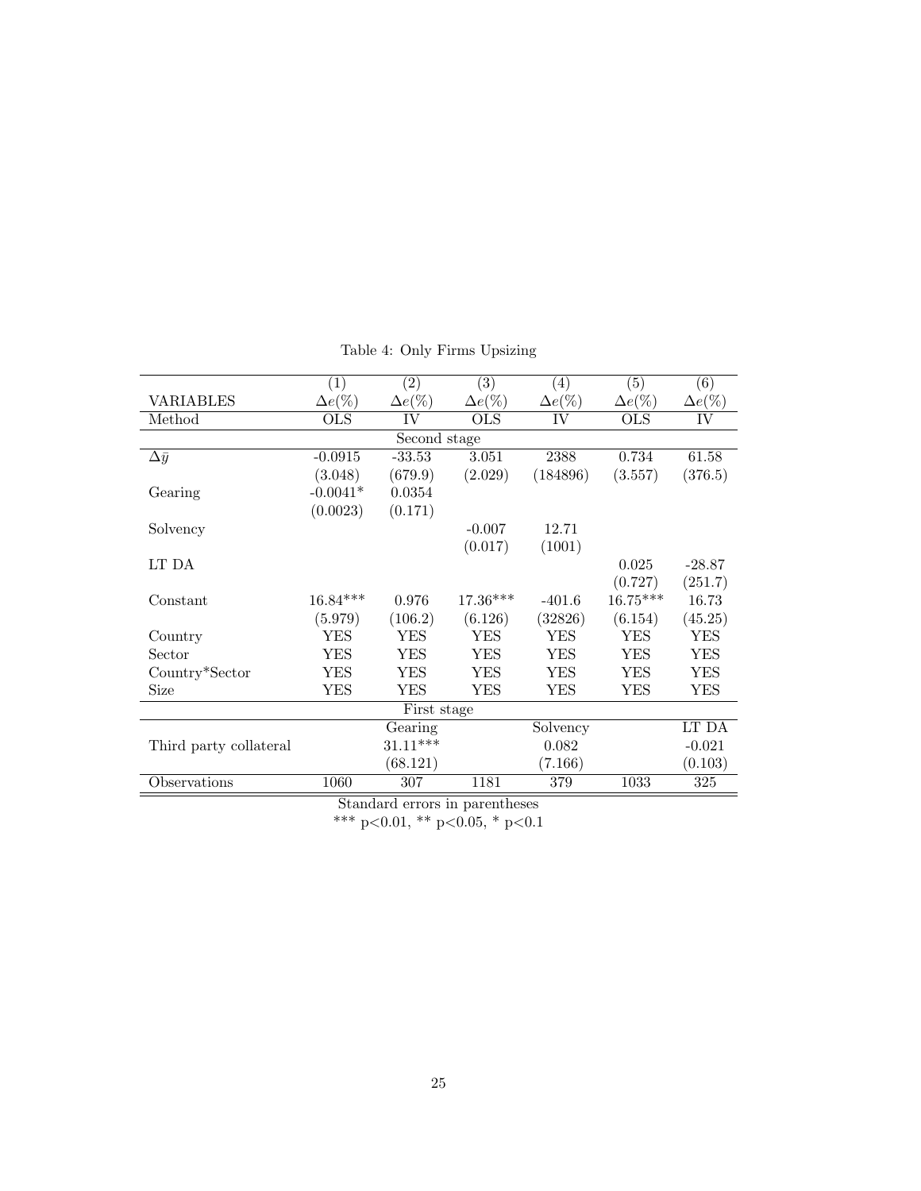Table 4: Only Firms Upsizing

|  | (1) | (2) | (3) | (4) | (5) | (6) |
|---|---|---|---|---|---|---|
| VARIABLES | $\Delta e(\%)$ | $\Delta e(\%)$ | $\Delta e(\%)$ | $\Delta e(\%)$ | $\Delta e(\%)$ | $\Delta e(\%)$ |
| Method | OLS | IV | OLS | IV | OLS | IV |
| Second stage |  |  |  |  |  |  |
| $\Delta \bar{y}$ | -0.0915 | -33.53 | 3.051 | 2388 | 0.734 | 61.58 |
|  | (3.048) | (679.9) | (2.029) | (184896) | (3.557) | (376.5) |
| Gearing | -0.0041* | 0.0354 |  |  |  |  |
|  | (0.0023) | (0.171) |  |  |  |  |
| Solvency |  |  | -0.007 | 12.71 |  |  |
|  |  |  | (0.017) | (1001) |  |  |
| LT DA |  |  |  |  | 0.025 | -28.87 |
|  |  |  |  |  | (0.727) | (251.7) |
| Constant | 16.84*** | 0.976 | 17.36*** | -401.6 | 16.75*** | 16.73 |
|  | (5.979) | (106.2) | (6.126) | (32826) | (6.154) | (45.25) |
| Country | YES | YES | YES | YES | YES | YES |
| Sector | YES | YES | YES | YES | YES | YES |
| Country*Sector | YES | YES | YES | YES | YES | YES |
| Size | YES | YES | YES | YES | YES | YES |
| First stage |  |  |  |  |  |  |
|  |  | Gearing |  | Solvency |  | LT DA |
| Third party collateral |  | 31.11*** |  | 0.082 |  | -0.021 |
|  |  | (68.121) |  | (7.166) |  | (0.103) |
| Observations | 1060 | 307 | 1181 | 379 | 1033 | 325 |

Standard errors in parentheses
*** p<0.01, ** p<0.05, * p<0.1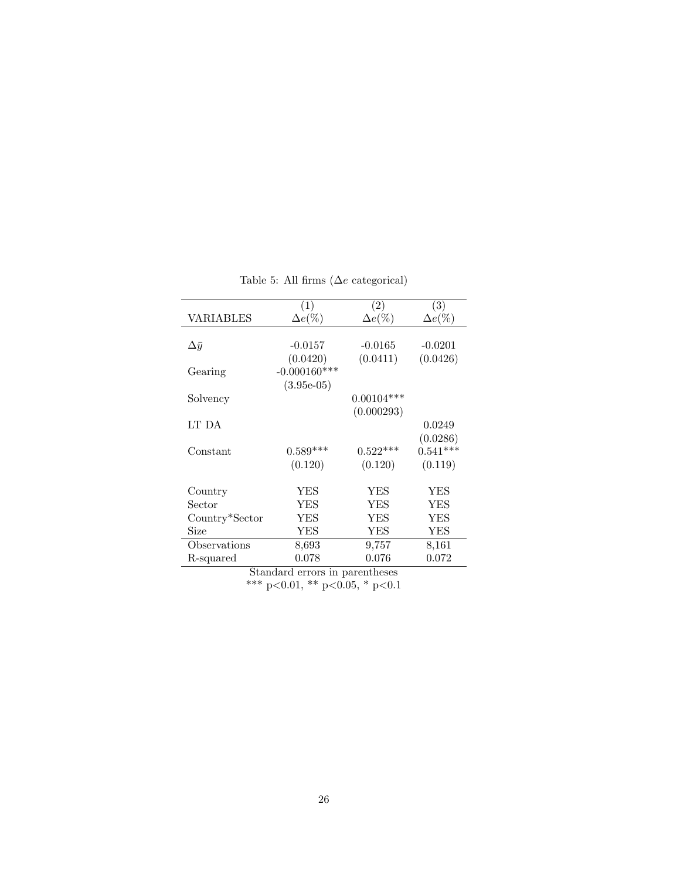Table 5: All firms ($\Delta e$ categorical)

| VARIABLES | (1)<br>$\Delta e(\%)$ | (2)<br>$\Delta e(\%)$ | (3)<br>$\Delta e(\%)$ |
|---|---|---|---|
| $\Delta\bar{y}$ | -0.0157 | -0.0165 | -0.0201 |
| | (0.0420) | (0.0411) | (0.0426) |
| Gearing | -0.000160*** | | |
| | (3.95e-05) | | |
| Solvency | | 0.00104*** | |
| | | (0.000293) | |
| LT DA | | | 0.0249 |
| | | | (0.0286) |
| Constant | 0.589*** | 0.522*** | 0.541*** |
| | (0.120) | (0.120) | (0.119) |
| Country | YES | YES | YES |
| Sector | YES | YES | YES |
| Country*Sector | YES | YES | YES |
| Size | YES | YES | YES |
| Observations | 8,693 | 9,757 | 8,161 |
| R-squared | 0.078 | 0.076 | 0.072 |

Standard errors in parentheses
*** p<0.01, ** p<0.05, * p<0.1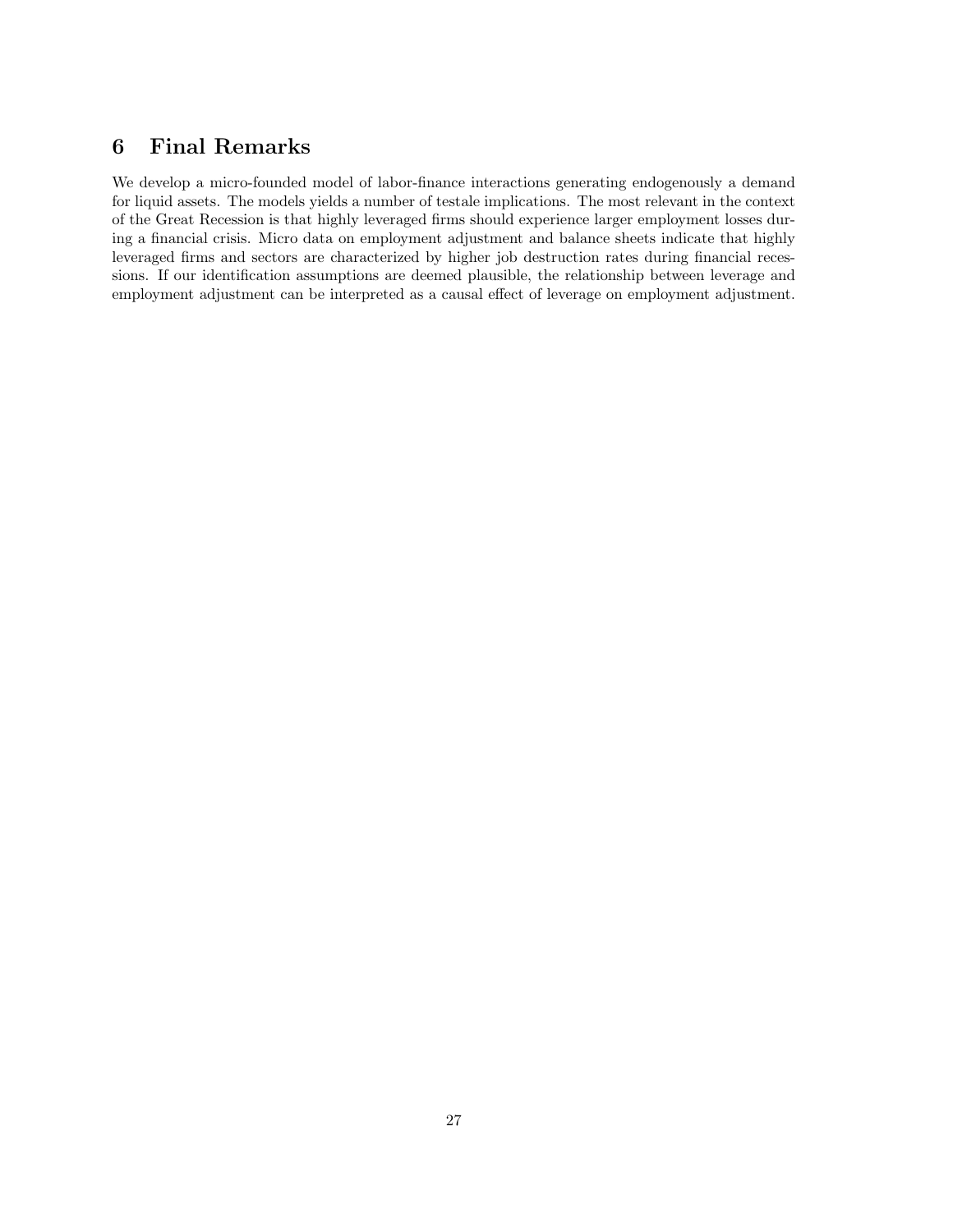## 6 Final Remarks

We develop a micro-founded model of labor-finance interactions generating endogenously a demand for liquid assets. The models yields a number of testale implications. The most relevant in the context of the Great Recession is that highly leveraged firms should experience larger employment losses during a financial crisis. Micro data on employment adjustment and balance sheets indicate that highly leveraged firms and sectors are characterized by higher job destruction rates during financial recessions. If our identification assumptions are deemed plausible, the relationship between leverage and employment adjustment can be interpreted as a causal effect of leverage on employment adjustment.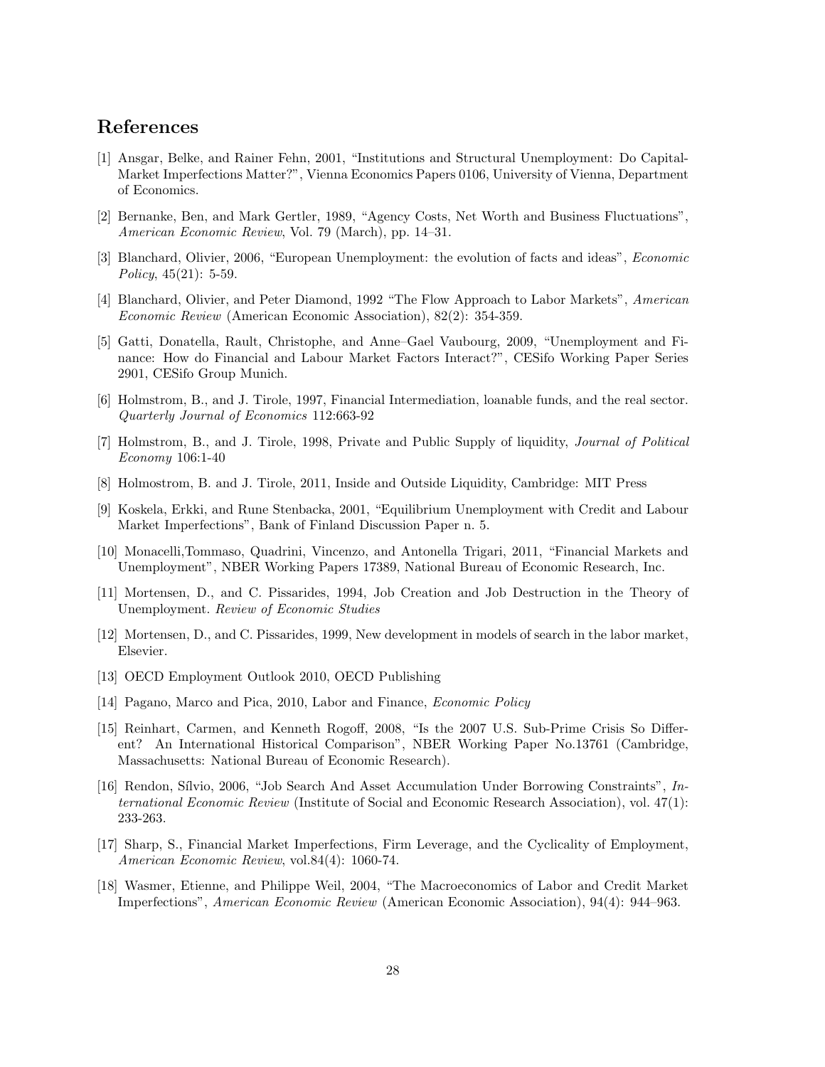## References

[1] Ansgar, Belke, and Rainer Fehn, 2001, "Institutions and Structural Unemployment: Do Capital-Market Imperfections Matter?", Vienna Economics Papers 0106, University of Vienna, Department of Economics.

[2] Bernanke, Ben, and Mark Gertler, 1989, "Agency Costs, Net Worth and Business Fluctuations", *American Economic Review*, Vol. 79 (March), pp. 14–31.

[3] Blanchard, Olivier, 2006, "European Unemployment: the evolution of facts and ideas", *Economic Policy*, 45(21): 5-59.

[4] Blanchard, Olivier, and Peter Diamond, 1992 "The Flow Approach to Labor Markets", *American Economic Review* (American Economic Association), 82(2): 354-359.

[5] Gatti, Donatella, Rault, Christophe, and Anne–Gael Vaubourg, 2009, "Unemployment and Finance: How do Financial and Labour Market Factors Interact?", CESifo Working Paper Series 2901, CESifo Group Munich.

[6] Holmstrom, B., and J. Tirole, 1997, Financial Intermediation, loanable funds, and the real sector. *Quarterly Journal of Economics* 112:663-92

[7] Holmstrom, B., and J. Tirole, 1998, Private and Public Supply of liquidity, *Journal of Political Economy* 106:1-40

[8] Holmostrom, B. and J. Tirole, 2011, Inside and Outside Liquidity, Cambridge: MIT Press

[9] Koskela, Erkki, and Rune Stenbacka, 2001, "Equilibrium Unemployment with Credit and Labour Market Imperfections", Bank of Finland Discussion Paper n. 5.

[10] Monacelli,Tommaso, Quadrini, Vincenzo, and Antonella Trigari, 2011, "Financial Markets and Unemployment", NBER Working Papers 17389, National Bureau of Economic Research, Inc.

[11] Mortensen, D., and C. Pissarides, 1994, Job Creation and Job Destruction in the Theory of Unemployment. *Review of Economic Studies*

[12] Mortensen, D., and C. Pissarides, 1999, New development in models of search in the labor market, Elsevier.

[13] OECD Employment Outlook 2010, OECD Publishing

[14] Pagano, Marco and Pica, 2010, Labor and Finance, *Economic Policy*

[15] Reinhart, Carmen, and Kenneth Rogoff, 2008, "Is the 2007 U.S. Sub-Prime Crisis So Different? An International Historical Comparison", NBER Working Paper No.13761 (Cambridge, Massachusetts: National Bureau of Economic Research).

[16] Rendon, Sílvio, 2006, "Job Search And Asset Accumulation Under Borrowing Constraints", *International Economic Review* (Institute of Social and Economic Research Association), vol. 47(1): 233-263.

[17] Sharp, S., Financial Market Imperfections, Firm Leverage, and the Cyclicality of Employment, *American Economic Review*, vol.84(4): 1060-74.

[18] Wasmer, Etienne, and Philippe Weil, 2004, "The Macroeconomics of Labor and Credit Market Imperfections", *American Economic Review* (American Economic Association), 94(4): 944–963.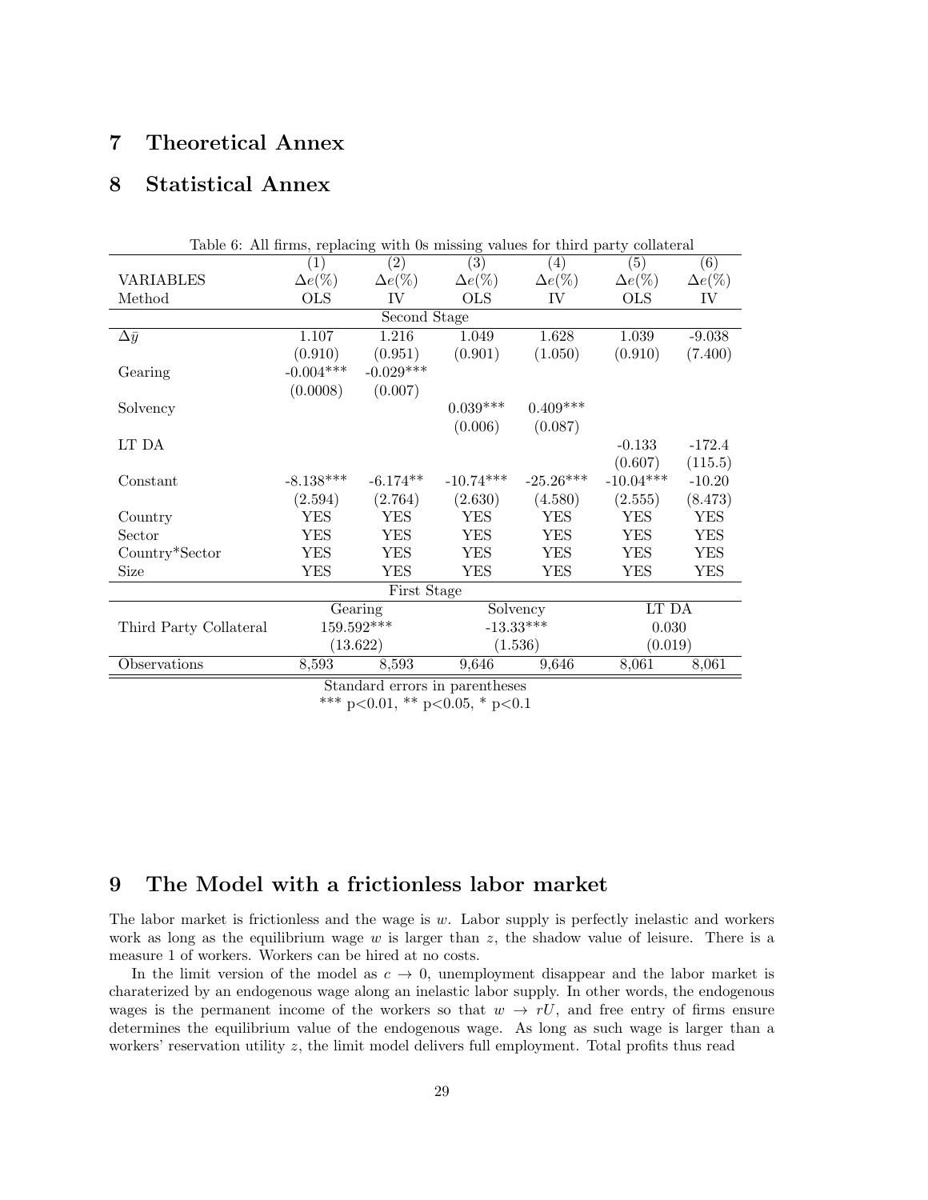# 7 Theoretical Annex

# 8 Statistical Annex

Table 6: All firms, replacing with 0s missing values for third party collateral

| | (1) | (2) | (3) | (4) | (5) | (6) |
|---|---|---|---|---|---|---|
| VARIABLES | $\Delta e(\%)$ | $\Delta e(\%)$ | $\Delta e(\%)$ | $\Delta e(\%)$ | $\Delta e(\%)$ | $\Delta e(\%)$ |
| Method | OLS | IV | OLS | IV | OLS | IV |
| | | | Second Stage | | | |
| $\Delta \bar{y}$ | 1.107 | 1.216 | 1.049 | 1.628 | 1.039 | -9.038 |
| | (0.910) | (0.951) | (0.901) | (1.050) | (0.910) | (7.400) |
| Gearing | -0.004*** | -0.029*** | | | | |
| | (0.0008) | (0.007) | | | | |
| Solvency | | | 0.039*** | 0.409*** | | |
| | | | (0.006) | (0.087) | | |
| LT DA | | | | | -0.133 | -172.4 |
| | | | | | (0.607) | (115.5) |
| Constant | -8.138*** | -6.174** | -10.74*** | -25.26*** | -10.04*** | -10.20 |
| | (2.594) | (2.764) | (2.630) | (4.580) | (2.555) | (8.473) |
| Country | YES | YES | YES | YES | YES | YES |
| Sector | YES | YES | YES | YES | YES | YES |
| Country*Sector | YES | YES | YES | YES | YES | YES |
| Size | YES | YES | YES | YES | YES | YES |
| | | | First Stage | | | |
| | Gearing | | Solvency | | LT DA | |
| Third Party Collateral | 159.592*** | | -13.33*** | | 0.030 | |
| | (13.622) | | (1.536) | | (0.019) | |
| Observations | 8,593 | 8,593 | 9,646 | 9,646 | 8,061 | 8,061 |

Standard errors in parentheses
*** p<0.01, ** p<0.05, * p<0.1

# 9 The Model with a frictionless labor market

The labor market is frictionless and the wage is $w$. Labor supply is perfectly inelastic and workers work as long as the equilibrium wage $w$ is larger than $z$, the shadow value of leisure. There is a measure 1 of workers. Workers can be hired at no costs.

In the limit version of the model as $c \to 0$, unemployment disappear and the labor market is charaterized by an endogenous wage along an inelastic labor supply. In other words, the endogenous wages is the permanent income of the workers so that $w \to rU$, and free entry of firms ensure determines the equilibrium value of the endogenous wage. As long as such wage is larger than a workers' reservation utility $z$, the limit model delivers full employment. Total profits thus read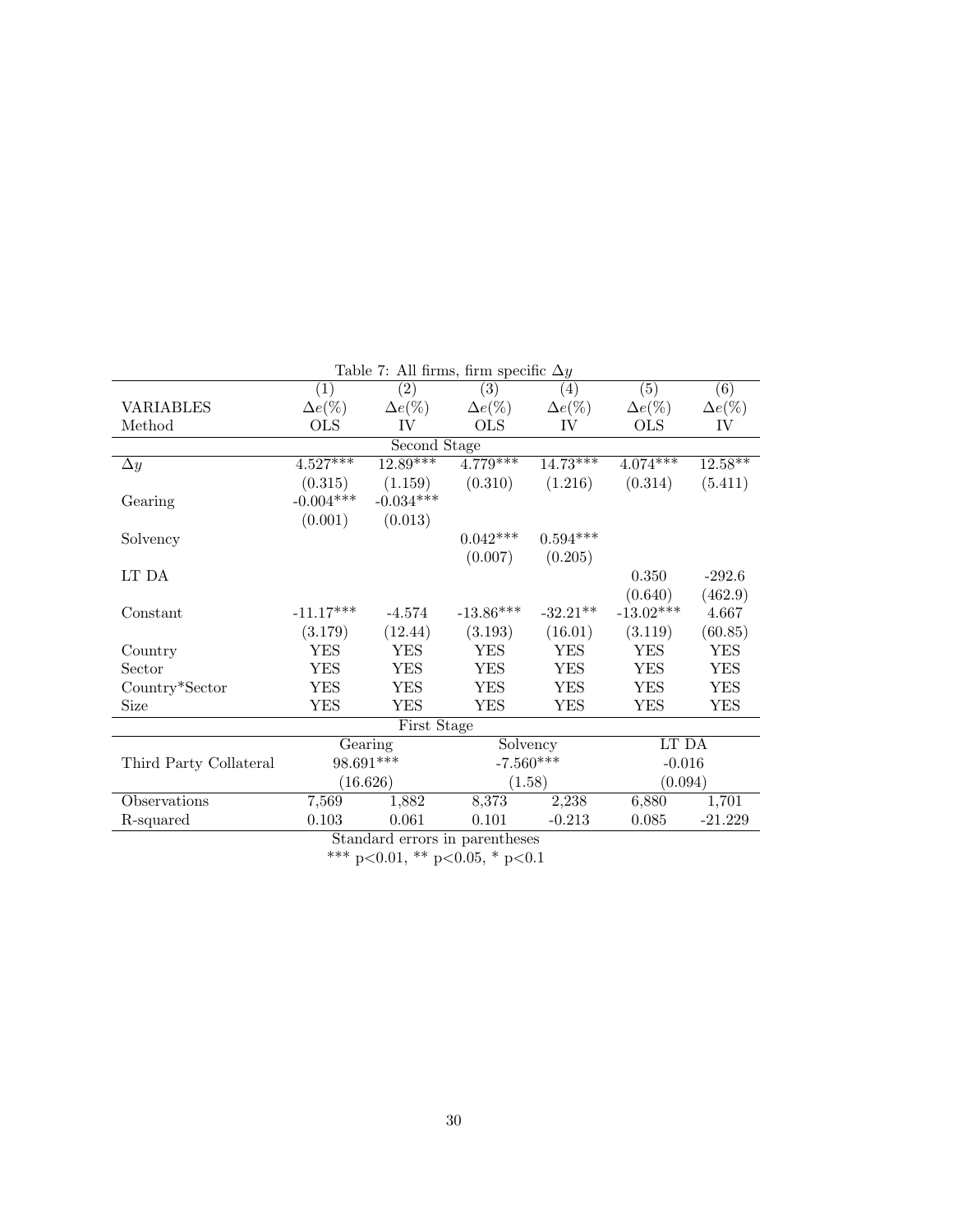Table 7: All firms, firm specific $\Delta y$

| | (1) | (2) | (3) | (4) | (5) | (6) |
|---|---|---|---|---|---|---|
| VARIABLES | $\Delta e(\%)$ | $\Delta e(\%)$ | $\Delta e(\%)$ | $\Delta e(\%)$ | $\Delta e(\%)$ | $\Delta e(\%)$ |
| Method | OLS | IV | OLS | IV | OLS | IV |
| **Second Stage** | | | | | | |
| $\Delta y$ | 4.527*** | 12.89*** | 4.779*** | 14.73*** | 4.074*** | 12.58** |
| | (0.315) | (1.159) | (0.310) | (1.216) | (0.314) | (5.411) |
| Gearing | -0.004*** | -0.034*** | | | | |
| | (0.001) | (0.013) | | | | |
| Solvency | | | 0.042*** | 0.594*** | | |
| | | | (0.007) | (0.205) | | |
| LT DA | | | | | 0.350 | -292.6 |
| | | | | | (0.640) | (462.9) |
| Constant | -11.17*** | -4.574 | -13.86*** | -32.21** | -13.02*** | 4.667 |
| | (3.179) | (12.44) | (3.193) | (16.01) | (3.119) | (60.85) |
| Country | YES | YES | YES | YES | YES | YES |
| Sector | YES | YES | YES | YES | YES | YES |
| Country*Sector | YES | YES | YES | YES | YES | YES |
| Size | YES | YES | YES | YES | YES | YES |
| **First Stage** | | | | | | |
| | Gearing | | Solvency | | LT DA | |
| Third Party Collateral | 98.691*** | | -7.560*** | | -0.016 | |
| | (16.626) | | (1.58) | | (0.094) | |
| Observations | 7,569 | 1,882 | 8,373 | 2,238 | 6,880 | 1,701 |
| R-squared | 0.103 | 0.061 | 0.101 | -0.213 | 0.085 | -21.229 |

Standard errors in parentheses

*** p<0.01, ** p<0.05, * p<0.1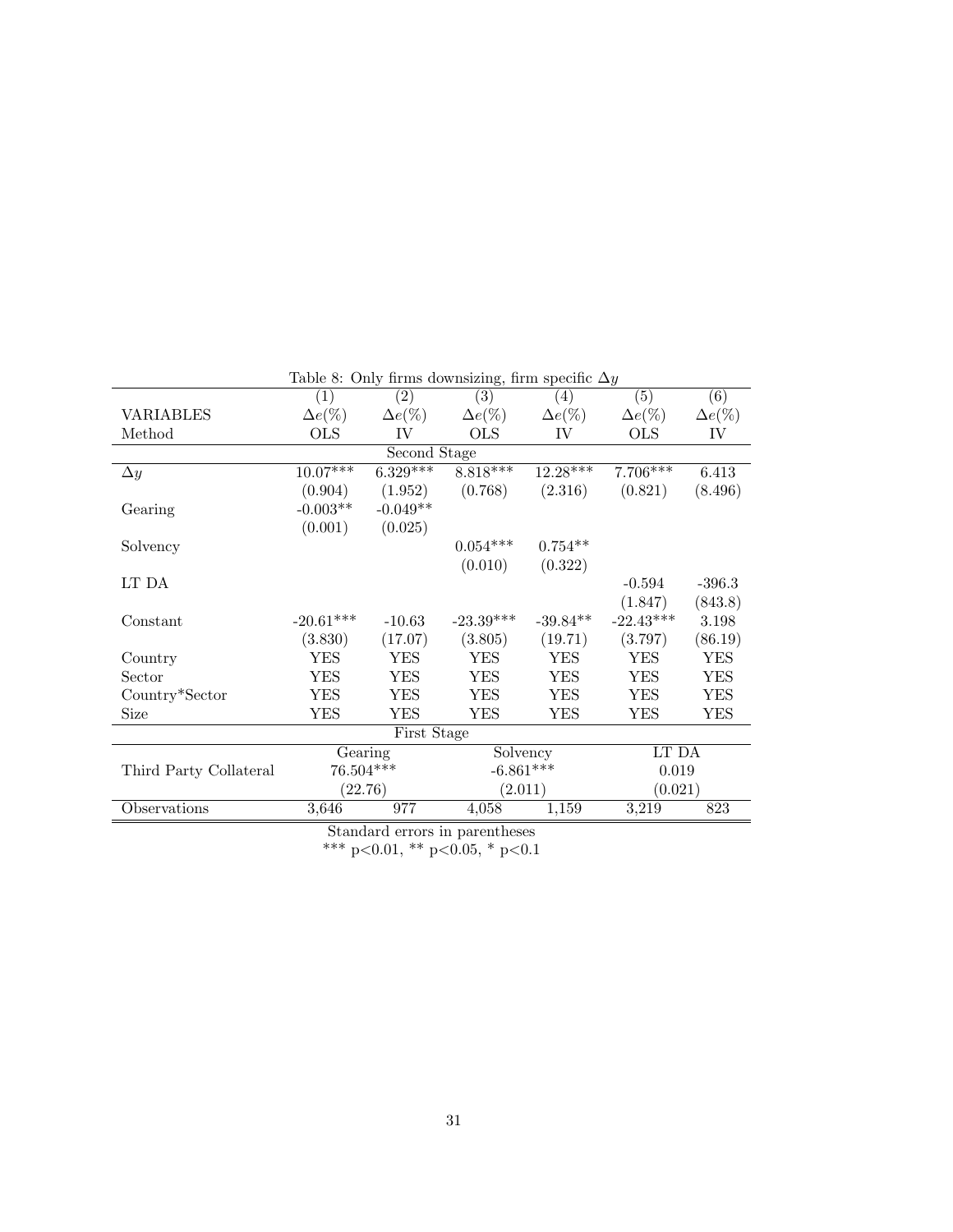Table 8: Only firms downsizing, firm specific $\Delta y$

| | (1) | (2) | (3) | (4) | (5) | (6) |
|---|---|---|---|---|---|---|
| VARIABLES | $\Delta e(\%)$ | $\Delta e(\%)$ | $\Delta e(\%)$ | $\Delta e(\%)$ | $\Delta e(\%)$ | $\Delta e(\%)$ |
| Method | OLS | IV | OLS | IV | OLS | IV |
| **Second Stage** | | | | | | |
| $\Delta y$ | 10.07*** | 6.329*** | 8.818*** | 12.28*** | 7.706*** | 6.413 |
| | (0.904) | (1.952) | (0.768) | (2.316) | (0.821) | (8.496) |
| Gearing | -0.003** | -0.049** | | | | |
| | (0.001) | (0.025) | | | | |
| Solvency | | | 0.054*** | 0.754** | | |
| | | | (0.010) | (0.322) | | |
| LT DA | | | | | -0.594 | -396.3 |
| | | | | | (1.847) | (843.8) |
| Constant | -20.61*** | -10.63 | -23.39*** | -39.84** | -22.43*** | 3.198 |
| | (3.830) | (17.07) | (3.805) | (19.71) | (3.797) | (86.19) |
| Country | YES | YES | YES | YES | YES | YES |
| Sector | YES | YES | YES | YES | YES | YES |
| Country*Sector | YES | YES | YES | YES | YES | YES |
| Size | YES | YES | YES | YES | YES | YES |
| **First Stage** | | | | | | |
| | Gearing | | Solvency | | LT DA | |
| Third Party Collateral | 76.504*** | | -6.861*** | | 0.019 | |
| | (22.76) | | (2.011) | | (0.021) | |
| Observations | 3,646 | 977 | 4,058 | 1,159 | 3,219 | 823 |

Standard errors in parentheses
*** p<0.01, ** p<0.05, * p<0.1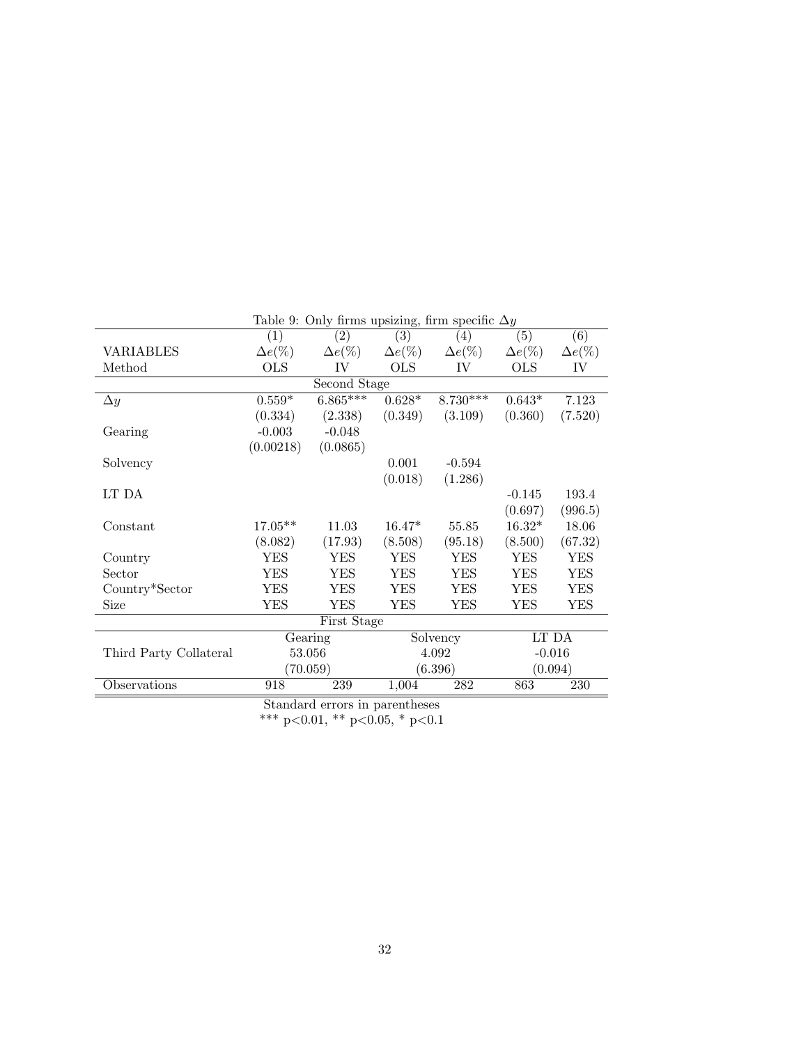Table 9: Only firms upsizing, firm specific $\Delta y$

| | (1) | (2) | (3) | (4) | (5) | (6) |
|---|---|---|---|---|---|---|
| VARIABLES | $\Delta e(\%)$ | $\Delta e(\%)$ | $\Delta e(\%)$ | $\Delta e(\%)$ | $\Delta e(\%)$ | $\Delta e(\%)$ |
| Method | OLS | IV | OLS | IV | OLS | IV |
| Second Stage | | | | | | |
| $\Delta y$ | 0.559* | 6.865*** | 0.628* | 8.730*** | 0.643* | 7.123 |
| | (0.334) | (2.338) | (0.349) | (3.109) | (0.360) | (7.520) |
| Gearing | -0.003 | -0.048 | | | | |
| | (0.00218) | (0.0865) | | | | |
| Solvency | | | 0.001 | -0.594 | | |
| | | | (0.018) | (1.286) | | |
| LT DA | | | | | -0.145 | 193.4 |
| | | | | | (0.697) | (996.5) |
| Constant | 17.05** | 11.03 | 16.47* | 55.85 | 16.32* | 18.06 |
| | (8.082) | (17.93) | (8.508) | (95.18) | (8.500) | (67.32) |
| Country | YES | YES | YES | YES | YES | YES |
| Sector | YES | YES | YES | YES | YES | YES |
| Country*Sector | YES | YES | YES | YES | YES | YES |
| Size | YES | YES | YES | YES | YES | YES |
| First Stage | | | | | | |
| | Gearing | | Solvency | | LT DA | |
| Third Party Collateral | 53.056 | | 4.092 | | -0.016 | |
| | (70.059) | | (6.396) | | (0.094) | |
| Observations | 918 | 239 | 1,004 | 282 | 863 | 230 |

Standard errors in parentheses
*** p<0.01, ** p<0.05, * p<0.1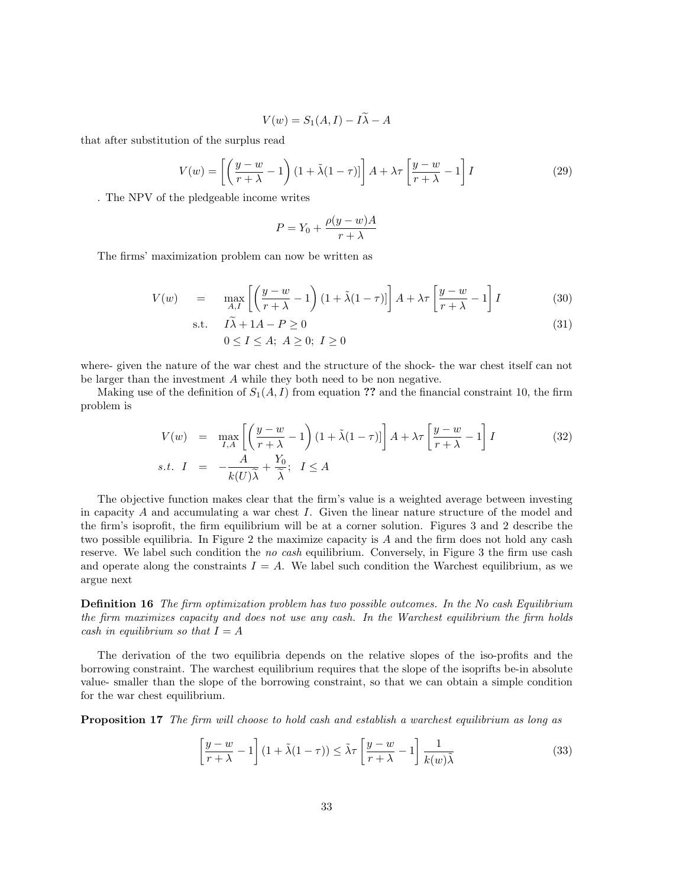$$V(w) = S_1(A, I) - I\widetilde{\lambda} - A$$

that after substitution of the surplus read

$$V(w) = \left[ \left( \frac{y-w}{r+\lambda} - 1 \right) (1 + \tilde{\lambda}(1-\tau)) \right] A + \lambda \tau \left[ \frac{y-w}{r+\lambda} - 1 \right] I \tag{29}$$

. The NPV of the pledgeable income writes

$$P = Y_0 + \frac{\rho(y-w)A}{r+\lambda}$$

The firms' maximization problem can now be written as

$$\begin{aligned} V(w) &= \max_{A,I} \left[ \left( \frac{y-w}{r+\lambda} - 1 \right) (1 + \tilde{\lambda}(1-\tau)) \right] A + \lambda \tau \left[ \frac{y-w}{r+\lambda} - 1 \right] I && (30) \\ \text{s.t.} & \quad I\widetilde{\lambda} + 1A - P \geq 0 && (31) \\ & \quad 0 \leq I \leq A; \; A \geq 0; \; I \geq 0 \end{aligned}$$

where- given the nature of the war chest and the structure of the shock- the war chest itself can not be larger than the investment $A$ while they both need to be non negative.

Making use of the definition of $S_1(A, I)$ from equation **??** and the financial constraint 10, the firm problem is

$$\begin{aligned} V(w) &= \max_{I,A} \left[ \left( \frac{y-w}{r+\lambda} - 1 \right) (1 + \tilde{\lambda}(1-\tau)) \right] A + \lambda \tau \left[ \frac{y-w}{r+\lambda} - 1 \right] I && (32) \\ s.t. \; I &= -\frac{A}{k(U)\widetilde{\lambda}} + \frac{Y_0}{\widetilde{\lambda}}; \; I \leq A \end{aligned}$$

The objective function makes clear that the firm's value is a weighted average between investing in capacity $A$ and accumulating a war chest $I$. Given the linear nature structure of the model and the firm's isoprofit, the firm equilibrium will be at a corner solution. Figures 3 and 2 describe the two possible equilibria. In Figure 2 the maximize capacity is $A$ and the firm does not hold any cash reserve. We label such condition the *no cash* equilibrium. Conversely, in Figure 3 the firm use cash and operate along the constraints $I = A$. We label such condition the Warchest equilibrium, as we argue next

**Definition 16** *The firm optimization problem has two possible outcomes. In the No cash Equilibrium the firm maximizes capacity and does not use any cash. In the Warchest equilibrium the firm holds cash in equilibrium so that $I = A$*

The derivation of the two equilibria depends on the relative slopes of the iso-profits and the borrowing constraint. The warchest equilibrium requires that the slope of the isoprifts be-in absolute value- smaller than the slope of the borrowing constraint, so that we can obtain a simple condition for the war chest equilibrium.

**Proposition 17** *The firm will choose to hold cash and establish a warchest equilibrium as long as*

$$\left[ \frac{y-w}{r+\lambda} - 1 \right] (1 + \tilde{\lambda}(1-\tau)) \leq \tilde{\lambda} \tau \left[ \frac{y-w}{r+\lambda} - 1 \right] \frac{1}{k(w)\tilde{\lambda}} \tag{33}$$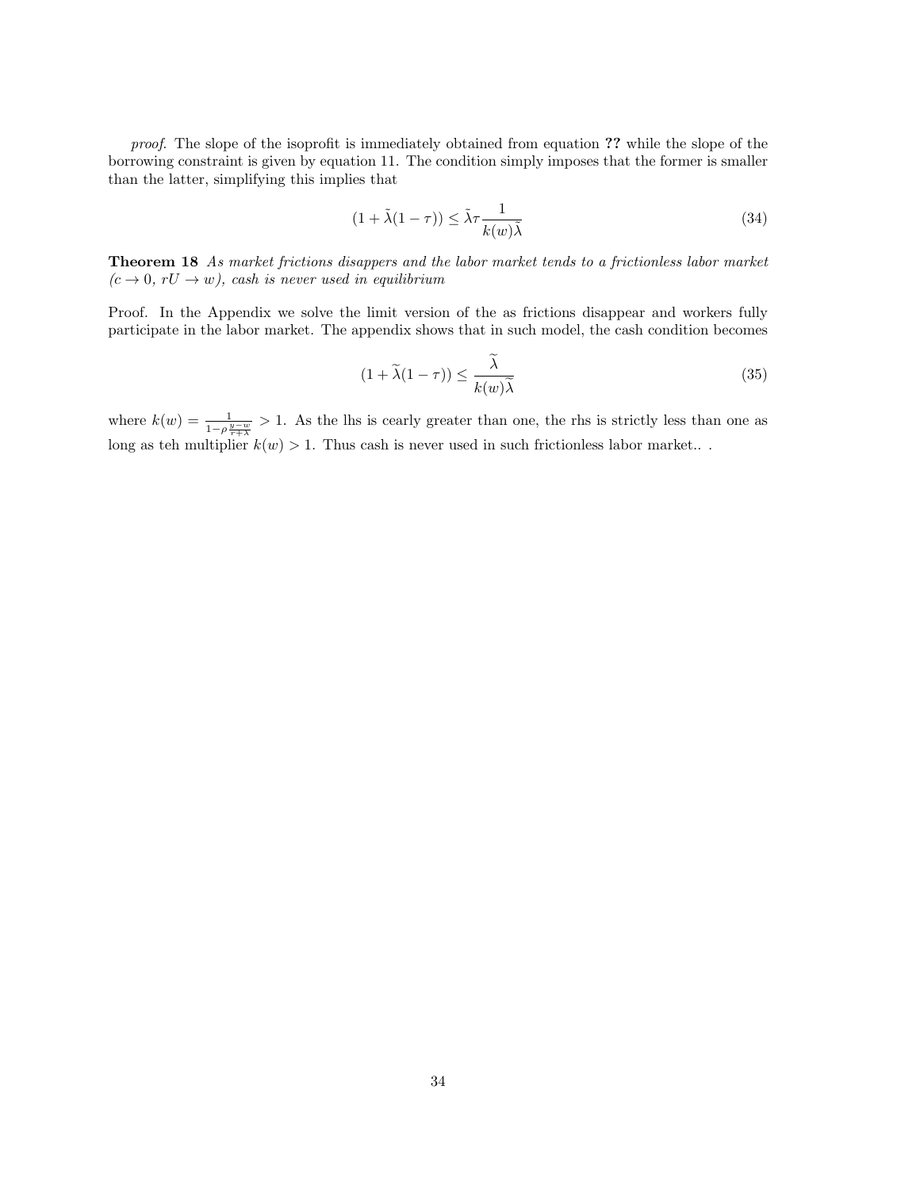*proof.* The slope of the isoprofit is immediately obtained from equation **??** while the slope of the borrowing constraint is given by equation 11. The condition simply imposes that the former is smaller than the latter, simplifying this implies that

$$(1 + \tilde{\lambda}(1 - \tau)) \leq \tilde{\lambda}\tau \frac{1}{k(w)\tilde{\lambda}} \tag{34}$$

**Theorem 18** *As market frictions disappers and the labor market tends to a frictionless labor market ($c \to 0$, $rU \to w$), cash is never used in equilibrium*

Proof. In the Appendix we solve the limit version of the as frictions disappear and workers fully participate in the labor market. The appendix shows that in such model, the cash condition becomes

$$(1 + \widetilde{\lambda}(1 - \tau)) \leq \frac{\widetilde{\lambda}}{k(w)\widetilde{\lambda}} \tag{35}$$

where $k(w) = \frac{1}{1 - \rho\frac{y-w}{r+\lambda}} > 1$. As the lhs is cearly greater than one, the rhs is strictly less than one as long as teh multiplier $k(w) > 1$. Thus cash is never used in such frictionless labor market.. .